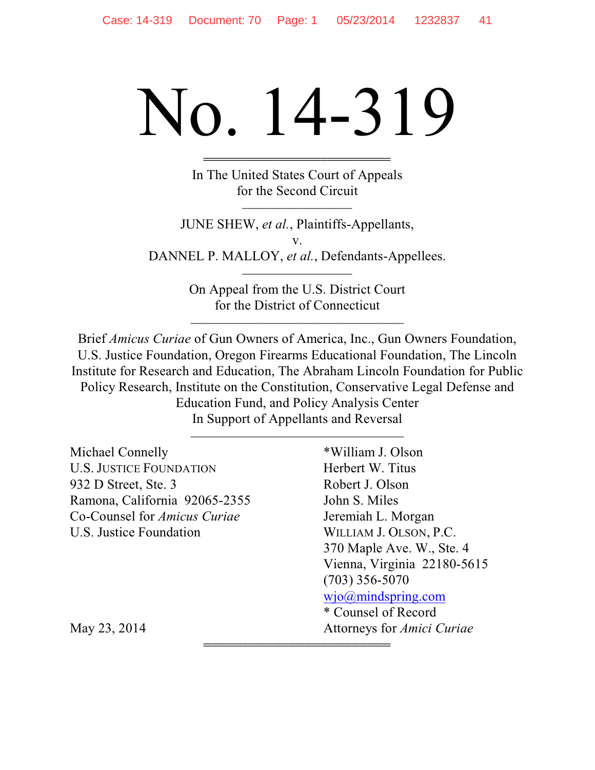# No. 14-319

In The United States Court of Appeals
for the Second Circuit

JUNE SHEW, *et al.*, Plaintiffs-Appellants,
v.
DANNEL P. MALLOY, *et al.*, Defendants-Appellees.

On Appeal from the U.S. District Court
for the District of Connecticut

Brief *Amicus Curiae* of Gun Owners of America, Inc., Gun Owners Foundation, U.S. Justice Foundation, Oregon Firearms Educational Foundation, The Lincoln Institute for Research and Education, The Abraham Lincoln Foundation for Public Policy Research, Institute on the Constitution, Conservative Legal Defense and Education Fund, and Policy Analysis Center
In Support of Appellants and Reversal

Michael Connelly
U.S. JUSTICE FOUNDATION
932 D Street, Ste. 3
Ramona, California 92065-2355
Co-Counsel for *Amicus Curiae*
U.S. Justice Foundation

*William J. Olson
Herbert W. Titus
Robert J. Olson
John S. Miles
Jeremiah L. Morgan
WILLIAM J. OLSON, P.C.
370 Maple Ave. W., Ste. 4
Vienna, Virginia 22180-5615
(703) 356-5070
wjo@mindspring.com
* Counsel of Record
Attorneys for *Amici Curiae*

May 23, 2014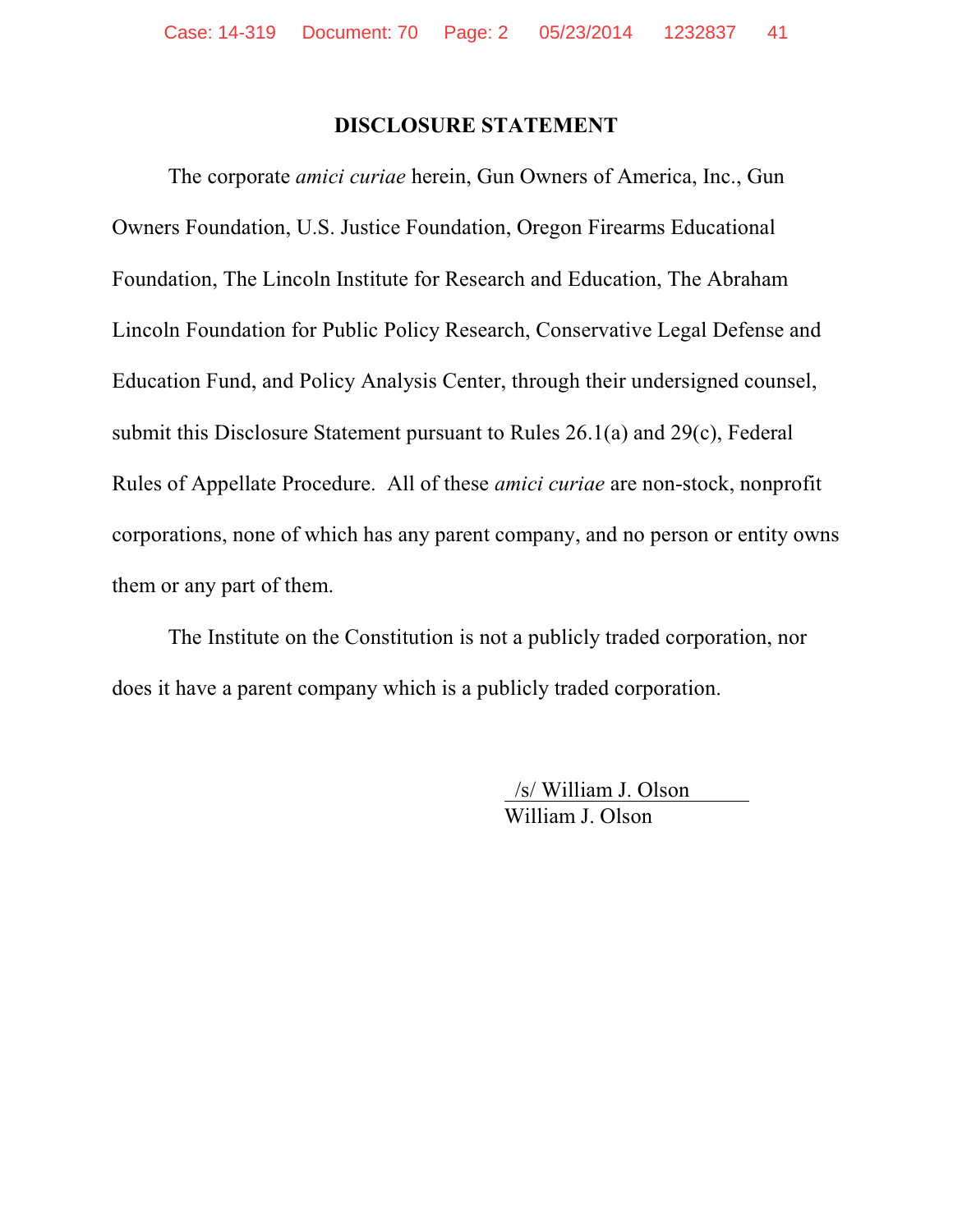## DISCLOSURE STATEMENT

The corporate *amici curiae* herein, Gun Owners of America, Inc., Gun Owners Foundation, U.S. Justice Foundation, Oregon Firearms Educational Foundation, The Lincoln Institute for Research and Education, The Abraham Lincoln Foundation for Public Policy Research, Conservative Legal Defense and Education Fund, and Policy Analysis Center, through their undersigned counsel, submit this Disclosure Statement pursuant to Rules 26.1(a) and 29(c), Federal Rules of Appellate Procedure. All of these *amici curiae* are non-stock, nonprofit corporations, none of which has any parent company, and no person or entity owns them or any part of them.

The Institute on the Constitution is not a publicly traded corporation, nor does it have a parent company which is a publicly traded corporation.

/s/ William J. Olson
William J. Olson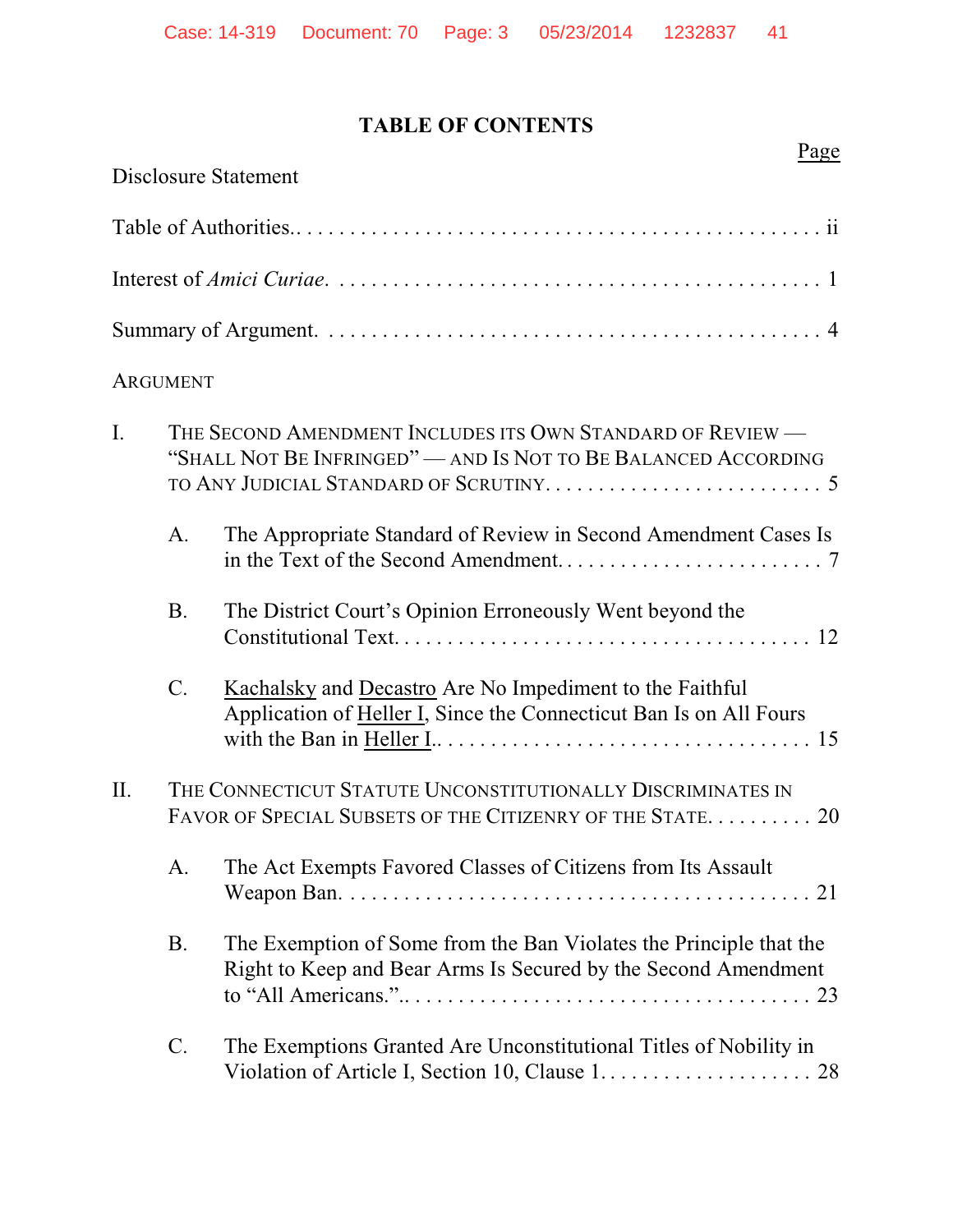# TABLE OF CONTENTS

| | Page |
|---|---|
| Disclosure Statement | |
| Table of Authorities | ii |
| Interest of *Amici Curiae* | 1 |
| Summary of Argument | 4 |
| ARGUMENT | |
| I. THE SECOND AMENDMENT INCLUDES ITS OWN STANDARD OF REVIEW — "SHALL NOT BE INFRINGED" — AND IS NOT TO BE BALANCED ACCORDING TO ANY JUDICIAL STANDARD OF SCRUTINY | 5 |
| A. The Appropriate Standard of Review in Second Amendment Cases Is in the Text of the Second Amendment | 7 |
| B. The District Court's Opinion Erroneously Went beyond the Constitutional Text | 12 |
| C. Kachalsky and Decastro Are No Impediment to the Faithful Application of Heller I, Since the Connecticut Ban Is on All Fours with the Ban in Heller I | 15 |
| II. THE CONNECTICUT STATUTE UNCONSTITUTIONALLY DISCRIMINATES IN FAVOR OF SPECIAL SUBSETS OF THE CITIZENRY OF THE STATE | 20 |
| A. The Act Exempts Favored Classes of Citizens from Its Assault Weapon Ban | 21 |
| B. The Exemption of Some from the Ban Violates the Principle that the Right to Keep and Bear Arms Is Secured by the Second Amendment to "All Americans." | 23 |
| C. The Exemptions Granted Are Unconstitutional Titles of Nobility in Violation of Article I, Section 10, Clause 1 | 28 |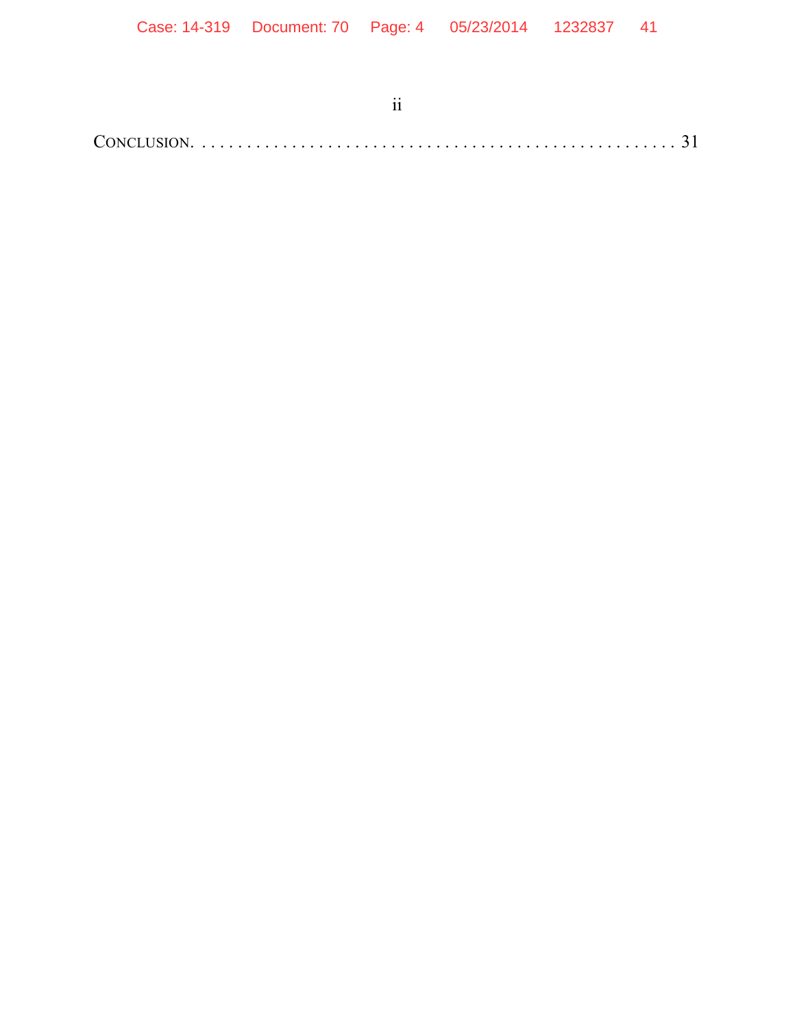CONCLUSION. . . . . . . . . . . . . . . . . . . . . . . . . . . . . . . . . . . . . . . . . . . . . . . . . . . . . 31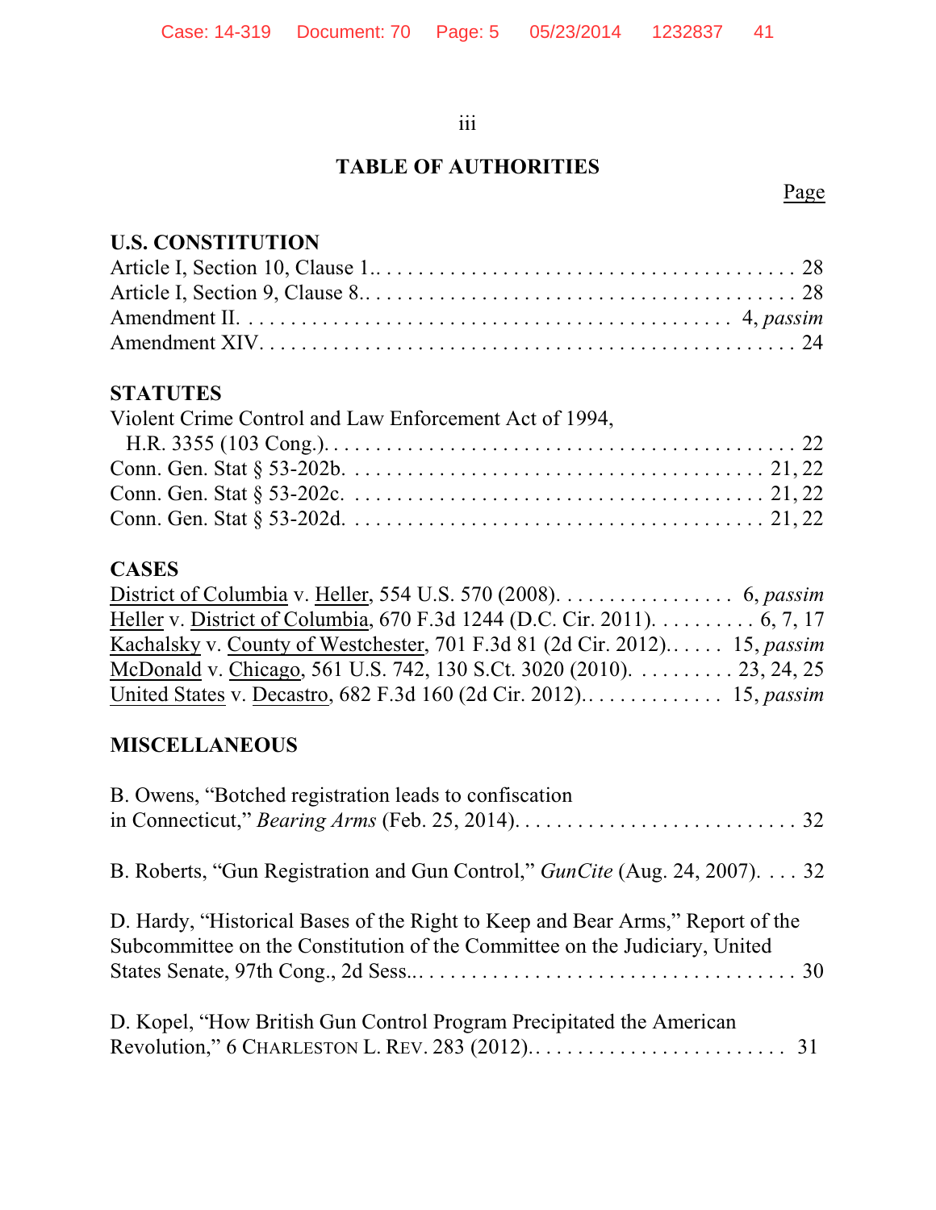## TABLE OF AUTHORITIES

Page

**U.S. CONSTITUTION**

Article I, Section 10, Clause 1.. . . . . . . . . . . . . . . . . . . . . . . . . . . . . . . . . . . . . . . . . 28
Article I, Section 9, Clause 8.. . . . . . . . . . . . . . . . . . . . . . . . . . . . . . . . . . . . . . . . . . 28
Amendment II. . . . . . . . . . . . . . . . . . . . . . . . . . . . . . . . . . . . . . . . . . . . . . 4, *passim*
Amendment XIV. . . . . . . . . . . . . . . . . . . . . . . . . . . . . . . . . . . . . . . . . . . . . . . . 24

**STATUTES**

Violent Crime Control and Law Enforcement Act of 1994,
H.R. 3355 (103 Cong.). . . . . . . . . . . . . . . . . . . . . . . . . . . . . . . . . . . . . . . . . . . . 22
Conn. Gen. Stat § 53-202b. . . . . . . . . . . . . . . . . . . . . . . . . . . . . . . . . . . . . . . 21, 22
Conn. Gen. Stat § 53-202c. . . . . . . . . . . . . . . . . . . . . . . . . . . . . . . . . . . . . . . 21, 22
Conn. Gen. Stat § 53-202d. . . . . . . . . . . . . . . . . . . . . . . . . . . . . . . . . . . . . . . 21, 22

**CASES**

District of Columbia v. Heller, 554 U.S. 570 (2008). . . . . . . . . . . . . . . . . 6, *passim*
Heller v. District of Columbia, 670 F.3d 1244 (D.C. Cir. 2011). . . . . . . . . . 6, 7, 17
Kachalsky v. County of Westchester, 701 F.3d 81 (2d Cir. 2012).. . . . . 15, *passim*
McDonald v. Chicago, 561 U.S. 742, 130 S.Ct. 3020 (2010). . . . . . . . . . 23, 24, 25
United States v. Decastro, 682 F.3d 160 (2d Cir. 2012).. . . . . . . . . . . . . 15, *passim*

**MISCELLANEOUS**

B. Owens, "Botched registration leads to confiscation in Connecticut," *Bearing Arms* (Feb. 25, 2014). . . . . . . . . . . . . . . . . . . . . . . . . . . 32

B. Roberts, "Gun Registration and Gun Control," *GunCite* (Aug. 24, 2007). . . . 32

D. Hardy, "Historical Bases of the Right to Keep and Bear Arms," Report of the Subcommittee on the Constitution of the Committee on the Judiciary, United States Senate, 97th Cong., 2d Sess.. . . . . . . . . . . . . . . . . . . . . . . . . . . . . . . . . . . . 30

D. Kopel, "How British Gun Control Program Precipitated the American Revolution," 6 CHARLESTON L. REV. 283 (2012).. . . . . . . . . . . . . . . . . . . . . . . . 31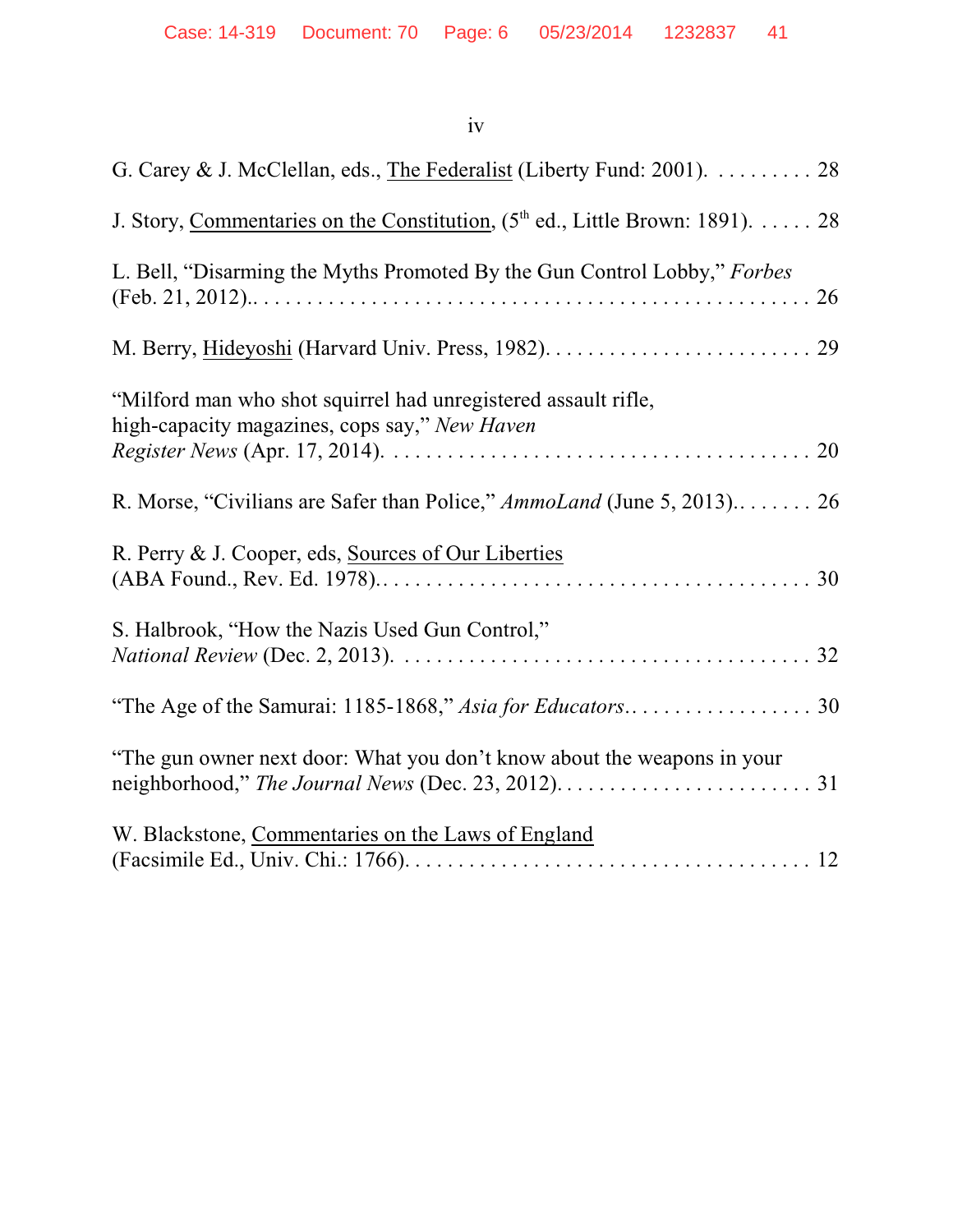G. Carey & J. McClellan, eds., The Federalist (Liberty Fund: 2001). . . . . . . . . . 28

J. Story, Commentaries on the Constitution, (5th ed., Little Brown: 1891). . . . . . 28

L. Bell, "Disarming the Myths Promoted By the Gun Control Lobby," *Forbes* (Feb. 21, 2012).. . . . . . . . . . . . . . . . . . . . . . . . . . . . . . . . . . . . . . . . . . . . . . . . . . . . 26

M. Berry, Hideyoshi (Harvard Univ. Press, 1982). . . . . . . . . . . . . . . . . . . . . . . . . 29

"Milford man who shot squirrel had unregistered assault rifle, high-capacity magazines, cops say," *New Haven Register News* (Apr. 17, 2014). . . . . . . . . . . . . . . . . . . . . . . . . . . . . . . . . . . . . . . 20

R. Morse, "Civilians are Safer than Police," *AmmoLand* (June 5, 2013).. . . . . . . . 26

R. Perry & J. Cooper, eds, Sources of Our Liberties (ABA Found., Rev. Ed. 1978).. . . . . . . . . . . . . . . . . . . . . . . . . . . . . . . . . . . . . . . . 30

S. Halbrook, "How the Nazis Used Gun Control," *National Review* (Dec. 2, 2013). . . . . . . . . . . . . . . . . . . . . . . . . . . . . . . . . . . . . . . 32

"The Age of the Samurai: 1185-1868," *Asia for Educators*.. . . . . . . . . . . . . . . . . . 30

"The gun owner next door: What you don't know about the weapons in your neighborhood," *The Journal News* (Dec. 23, 2012). . . . . . . . . . . . . . . . . . . . . . . . . 31

W. Blackstone, Commentaries on the Laws of England (Facsimile Ed., Univ. Chi.: 1766). . . . . . . . . . . . . . . . . . . . . . . . . . . . . . . . . . . . . . 12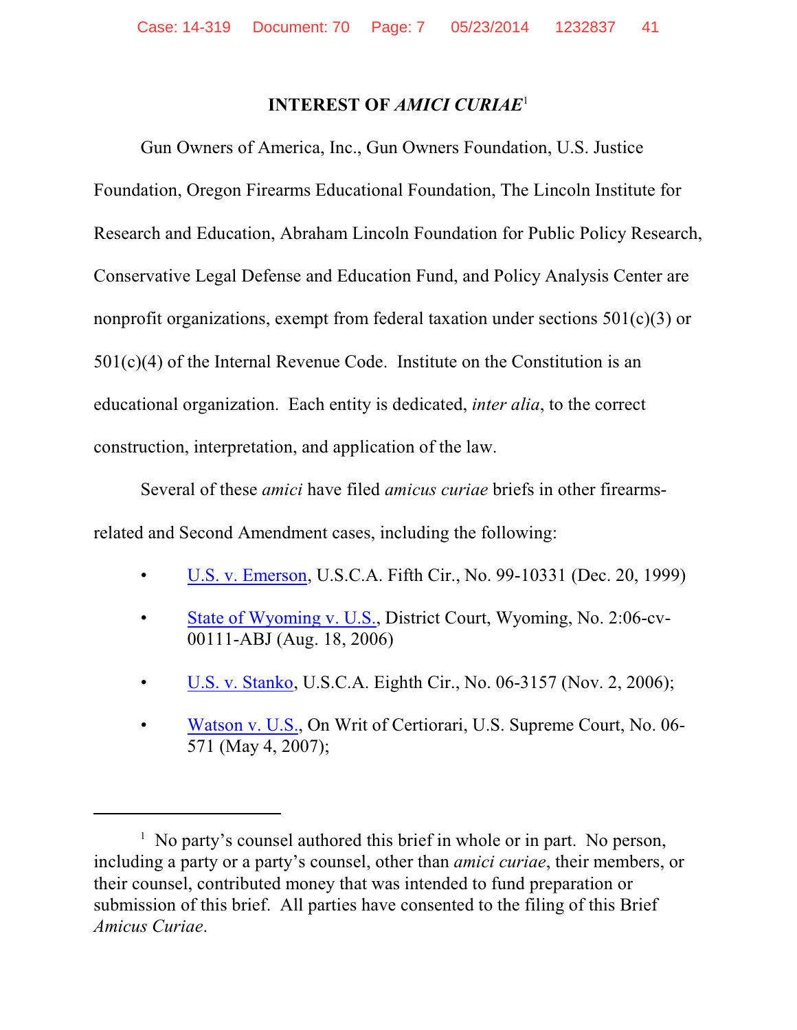## INTEREST OF *AMICI CURIAE*[1]

Gun Owners of America, Inc., Gun Owners Foundation, U.S. Justice Foundation, Oregon Firearms Educational Foundation, The Lincoln Institute for Research and Education, Abraham Lincoln Foundation for Public Policy Research, Conservative Legal Defense and Education Fund, and Policy Analysis Center are nonprofit organizations, exempt from federal taxation under sections 501(c)(3) or 501(c)(4) of the Internal Revenue Code. Institute on the Constitution is an educational organization. Each entity is dedicated, *inter alia*, to the correct construction, interpretation, and application of the law.

Several of these *amici* have filed *amicus curiae* briefs in other firearms-related and Second Amendment cases, including the following:

- U.S. v. Emerson, U.S.C.A. Fifth Cir., No. 99-10331 (Dec. 20, 1999)
- State of Wyoming v. U.S., District Court, Wyoming, No. 2:06-cv-00111-ABJ (Aug. 18, 2006)
- U.S. v. Stanko, U.S.C.A. Eighth Cir., No. 06-3157 (Nov. 2, 2006);
- Watson v. U.S., On Writ of Certiorari, U.S. Supreme Court, No. 06-571 (May 4, 2007);

---

[1] No party's counsel authored this brief in whole or in part. No person, including a party or a party's counsel, other than *amici curiae*, their members, or their counsel, contributed money that was intended to fund preparation or submission of this brief. All parties have consented to the filing of this Brief *Amicus Curiae*.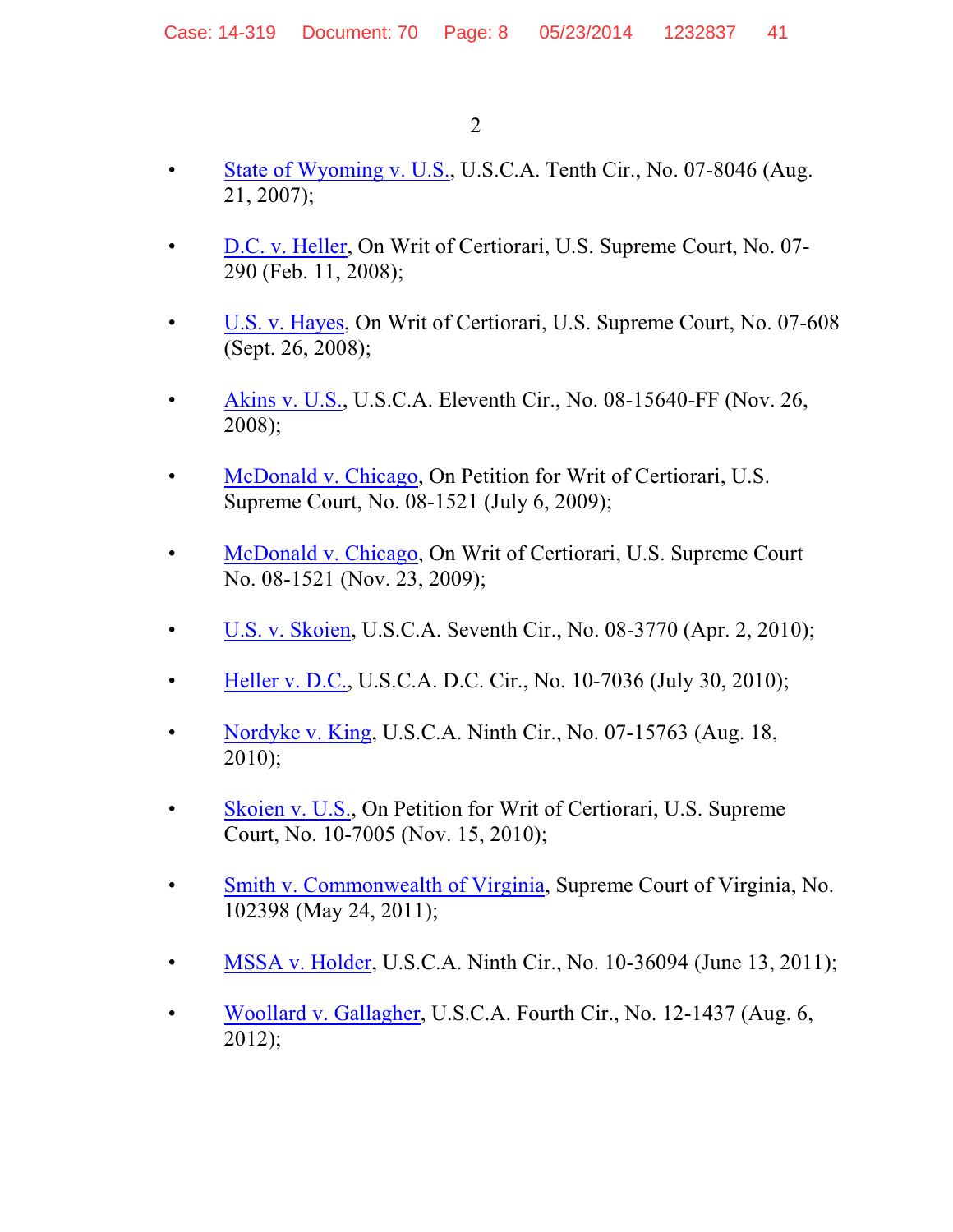- State of Wyoming v. U.S., U.S.C.A. Tenth Cir., No. 07-8046 (Aug. 21, 2007);

- D.C. v. Heller, On Writ of Certiorari, U.S. Supreme Court, No. 07-290 (Feb. 11, 2008);

- U.S. v. Hayes, On Writ of Certiorari, U.S. Supreme Court, No. 07-608 (Sept. 26, 2008);

- Akins v. U.S., U.S.C.A. Eleventh Cir., No. 08-15640-FF (Nov. 26, 2008);

- McDonald v. Chicago, On Petition for Writ of Certiorari, U.S. Supreme Court, No. 08-1521 (July 6, 2009);

- McDonald v. Chicago, On Writ of Certiorari, U.S. Supreme Court No. 08-1521 (Nov. 23, 2009);

- U.S. v. Skoien, U.S.C.A. Seventh Cir., No. 08-3770 (Apr. 2, 2010);

- Heller v. D.C., U.S.C.A. D.C. Cir., No. 10-7036 (July 30, 2010);

- Nordyke v. King, U.S.C.A. Ninth Cir., No. 07-15763 (Aug. 18, 2010);

- Skoien v. U.S., On Petition for Writ of Certiorari, U.S. Supreme Court, No. 10-7005 (Nov. 15, 2010);

- Smith v. Commonwealth of Virginia, Supreme Court of Virginia, No. 102398 (May 24, 2011);

- MSSA v. Holder, U.S.C.A. Ninth Cir., No. 10-36094 (June 13, 2011);

- Woollard v. Gallagher, U.S.C.A. Fourth Cir., No. 12-1437 (Aug. 6, 2012);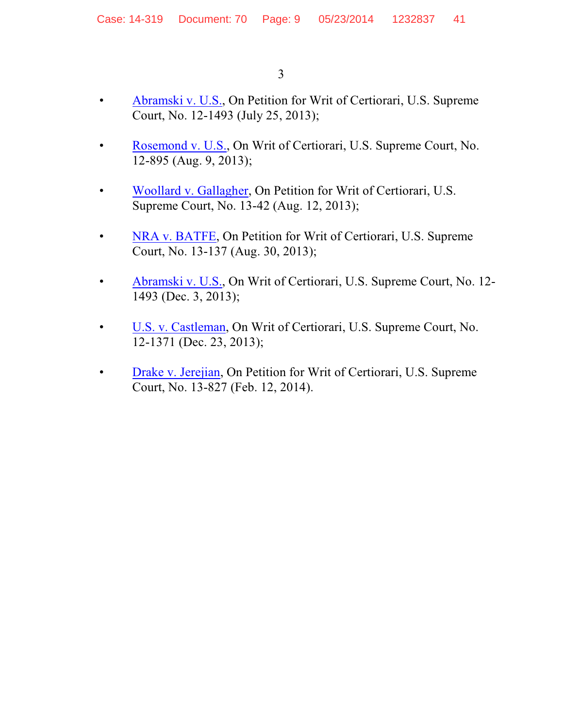- Abramski v. U.S., On Petition for Writ of Certiorari, U.S. Supreme Court, No. 12-1493 (July 25, 2013);

- Rosemond v. U.S., On Writ of Certiorari, U.S. Supreme Court, No. 12-895 (Aug. 9, 2013);

- Woollard v. Gallagher, On Petition for Writ of Certiorari, U.S. Supreme Court, No. 13-42 (Aug. 12, 2013);

- NRA v. BATFE, On Petition for Writ of Certiorari, U.S. Supreme Court, No. 13-137 (Aug. 30, 2013);

- Abramski v. U.S., On Writ of Certiorari, U.S. Supreme Court, No. 12-1493 (Dec. 3, 2013);

- U.S. v. Castleman, On Writ of Certiorari, U.S. Supreme Court, No. 12-1371 (Dec. 23, 2013);

- Drake v. Jerejian, On Petition for Writ of Certiorari, U.S. Supreme Court, No. 13-827 (Feb. 12, 2014).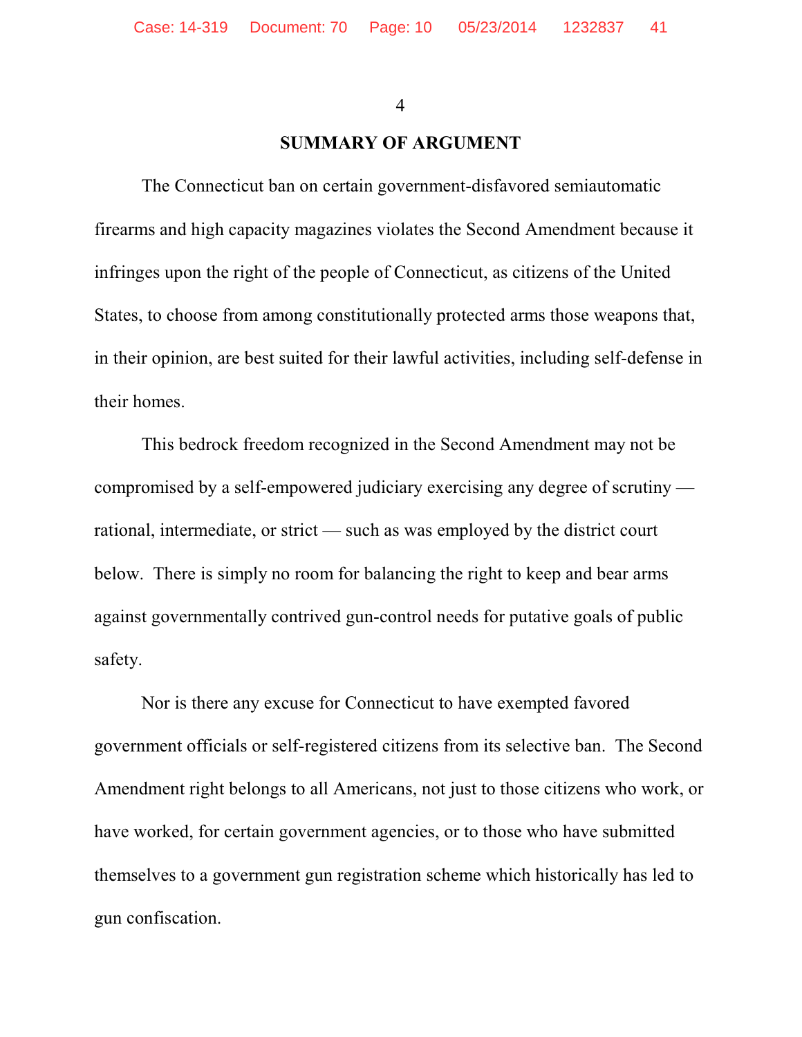## SUMMARY OF ARGUMENT

The Connecticut ban on certain government-disfavored semiautomatic firearms and high capacity magazines violates the Second Amendment because it infringes upon the right of the people of Connecticut, as citizens of the United States, to choose from among constitutionally protected arms those weapons that, in their opinion, are best suited for their lawful activities, including self-defense in their homes.

This bedrock freedom recognized in the Second Amendment may not be compromised by a self-empowered judiciary exercising any degree of scrutiny — rational, intermediate, or strict — such as was employed by the district court below. There is simply no room for balancing the right to keep and bear arms against governmentally contrived gun-control needs for putative goals of public safety.

Nor is there any excuse for Connecticut to have exempted favored government officials or self-registered citizens from its selective ban. The Second Amendment right belongs to all Americans, not just to those citizens who work, or have worked, for certain government agencies, or to those who have submitted themselves to a government gun registration scheme which historically has led to gun confiscation.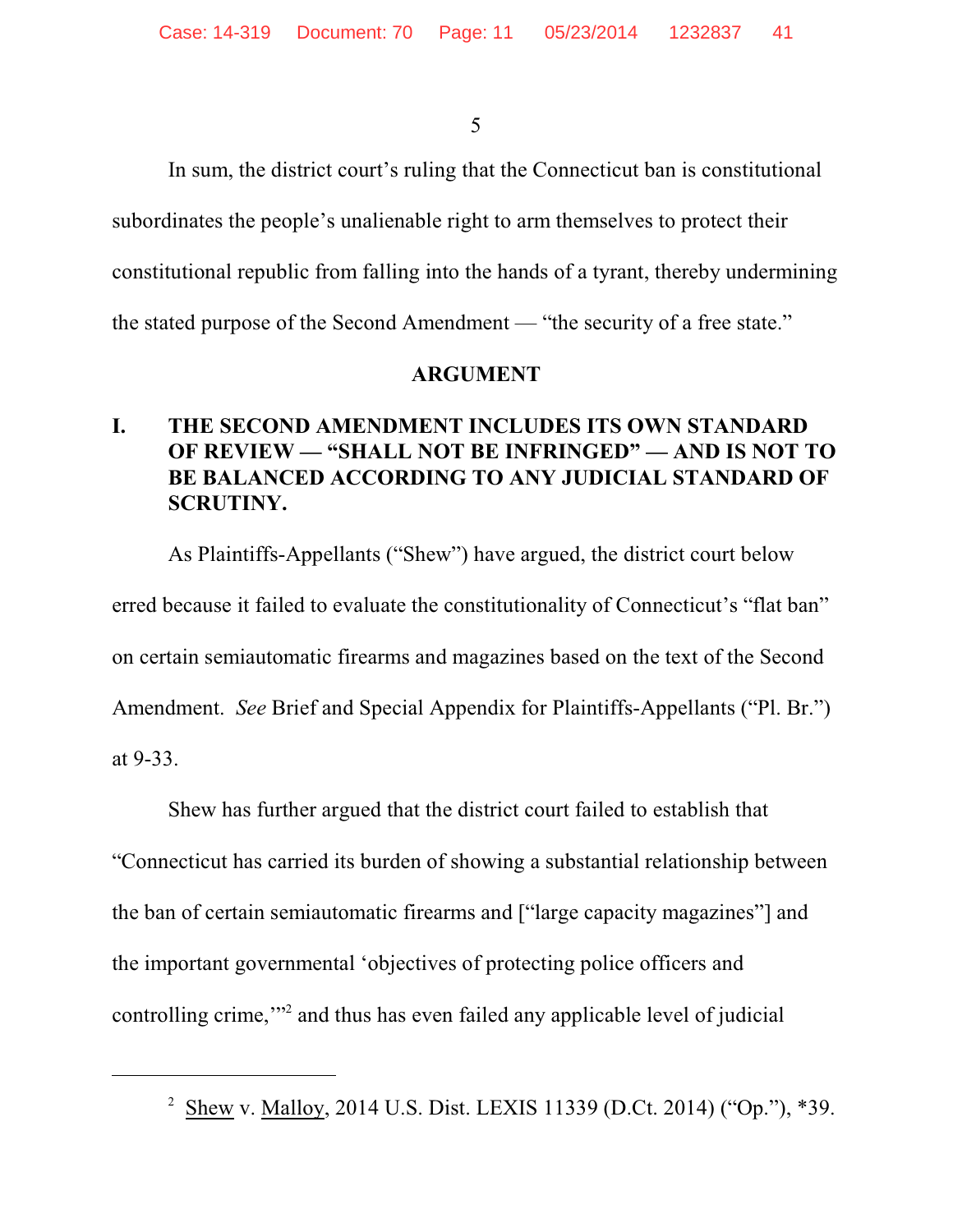In sum, the district court's ruling that the Connecticut ban is constitutional subordinates the people's unalienable right to arm themselves to protect their constitutional republic from falling into the hands of a tyrant, thereby undermining the stated purpose of the Second Amendment — "the security of a free state."

## ARGUMENT

### I. THE SECOND AMENDMENT INCLUDES ITS OWN STANDARD OF REVIEW — "SHALL NOT BE INFRINGED" — AND IS NOT TO BE BALANCED ACCORDING TO ANY JUDICIAL STANDARD OF SCRUTINY.

As Plaintiffs-Appellants ("Shew") have argued, the district court below erred because it failed to evaluate the constitutionality of Connecticut's "flat ban" on certain semiautomatic firearms and magazines based on the text of the Second Amendment. *See* Brief and Special Appendix for Plaintiffs-Appellants ("Pl. Br.") at 9-33.

Shew has further argued that the district court failed to establish that "Connecticut has carried its burden of showing a substantial relationship between the ban of certain semiautomatic firearms and ["large capacity magazines"] and the important governmental 'objectives of protecting police officers and controlling crime,'"[2] and thus has even failed any applicable level of judicial

---

[2] Shew v. Malloy, 2014 U.S. Dist. LEXIS 11339 (D.Ct. 2014) ("Op."), *39.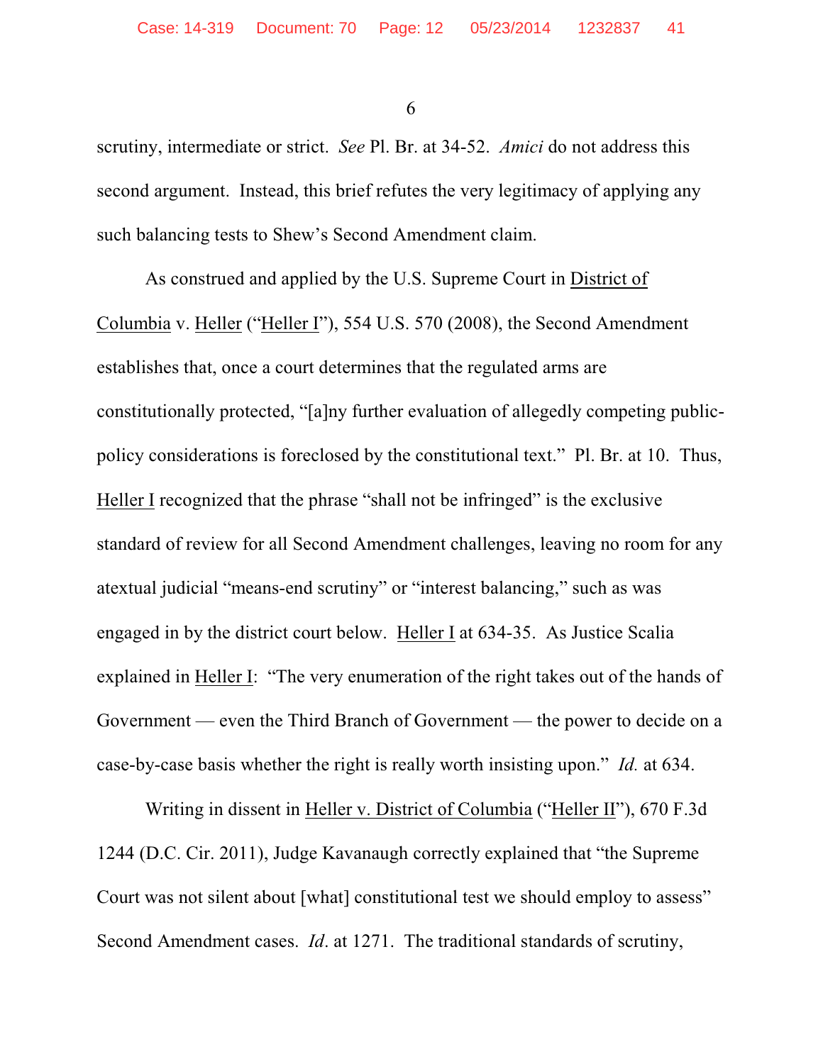scrutiny, intermediate or strict. *See* Pl. Br. at 34-52. *Amici* do not address this second argument. Instead, this brief refutes the very legitimacy of applying any such balancing tests to Shew's Second Amendment claim.

As construed and applied by the U.S. Supreme Court in District of Columbia v. Heller ("Heller I"), 554 U.S. 570 (2008), the Second Amendment establishes that, once a court determines that the regulated arms are constitutionally protected, "[a]ny further evaluation of allegedly competing public-policy considerations is foreclosed by the constitutional text." Pl. Br. at 10. Thus, Heller I recognized that the phrase "shall not be infringed" is the exclusive standard of review for all Second Amendment challenges, leaving no room for any atextual judicial "means-end scrutiny" or "interest balancing," such as was engaged in by the district court below. Heller I at 634-35. As Justice Scalia explained in Heller I: "The very enumeration of the right takes out of the hands of Government — even the Third Branch of Government — the power to decide on a case-by-case basis whether the right is really worth insisting upon." *Id.* at 634.

Writing in dissent in Heller v. District of Columbia ("Heller II"), 670 F.3d 1244 (D.C. Cir. 2011), Judge Kavanaugh correctly explained that "the Supreme Court was not silent about [what] constitutional test we should employ to assess" Second Amendment cases. *Id*. at 1271. The traditional standards of scrutiny,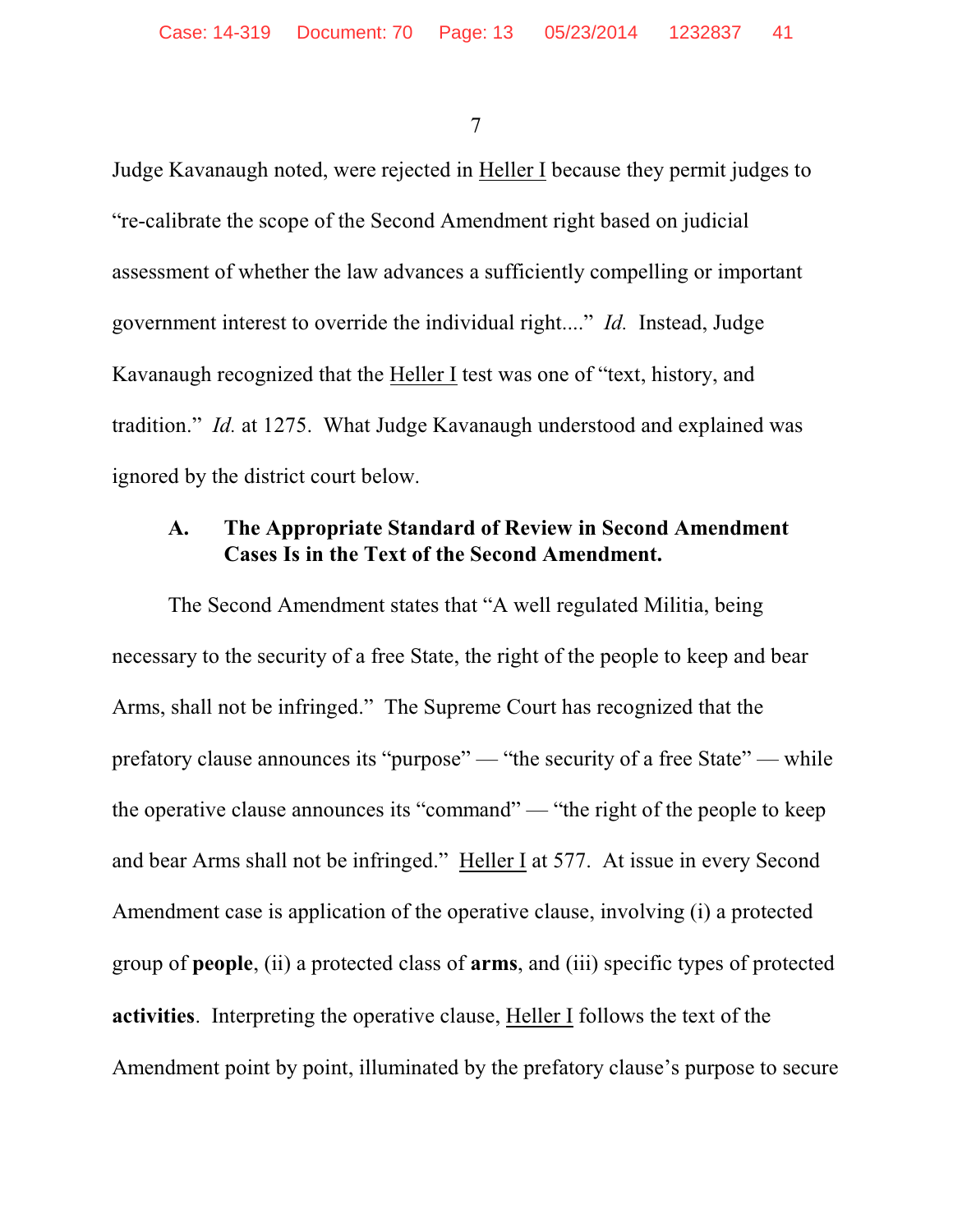Judge Kavanaugh noted, were rejected in Heller I because they permit judges to "re-calibrate the scope of the Second Amendment right based on judicial assessment of whether the law advances a sufficiently compelling or important government interest to override the individual right...." *Id.* Instead, Judge Kavanaugh recognized that the Heller I test was one of "text, history, and tradition." *Id.* at 1275. What Judge Kavanaugh understood and explained was ignored by the district court below.

### A. The Appropriate Standard of Review in Second Amendment Cases Is in the Text of the Second Amendment.

The Second Amendment states that "A well regulated Militia, being necessary to the security of a free State, the right of the people to keep and bear Arms, shall not be infringed." The Supreme Court has recognized that the prefatory clause announces its "purpose" — "the security of a free State" — while the operative clause announces its "command" — "the right of the people to keep and bear Arms shall not be infringed." Heller I at 577. At issue in every Second Amendment case is application of the operative clause, involving (i) a protected group of **people**, (ii) a protected class of **arms**, and (iii) specific types of protected **activities**. Interpreting the operative clause, Heller I follows the text of the Amendment point by point, illuminated by the prefatory clause's purpose to secure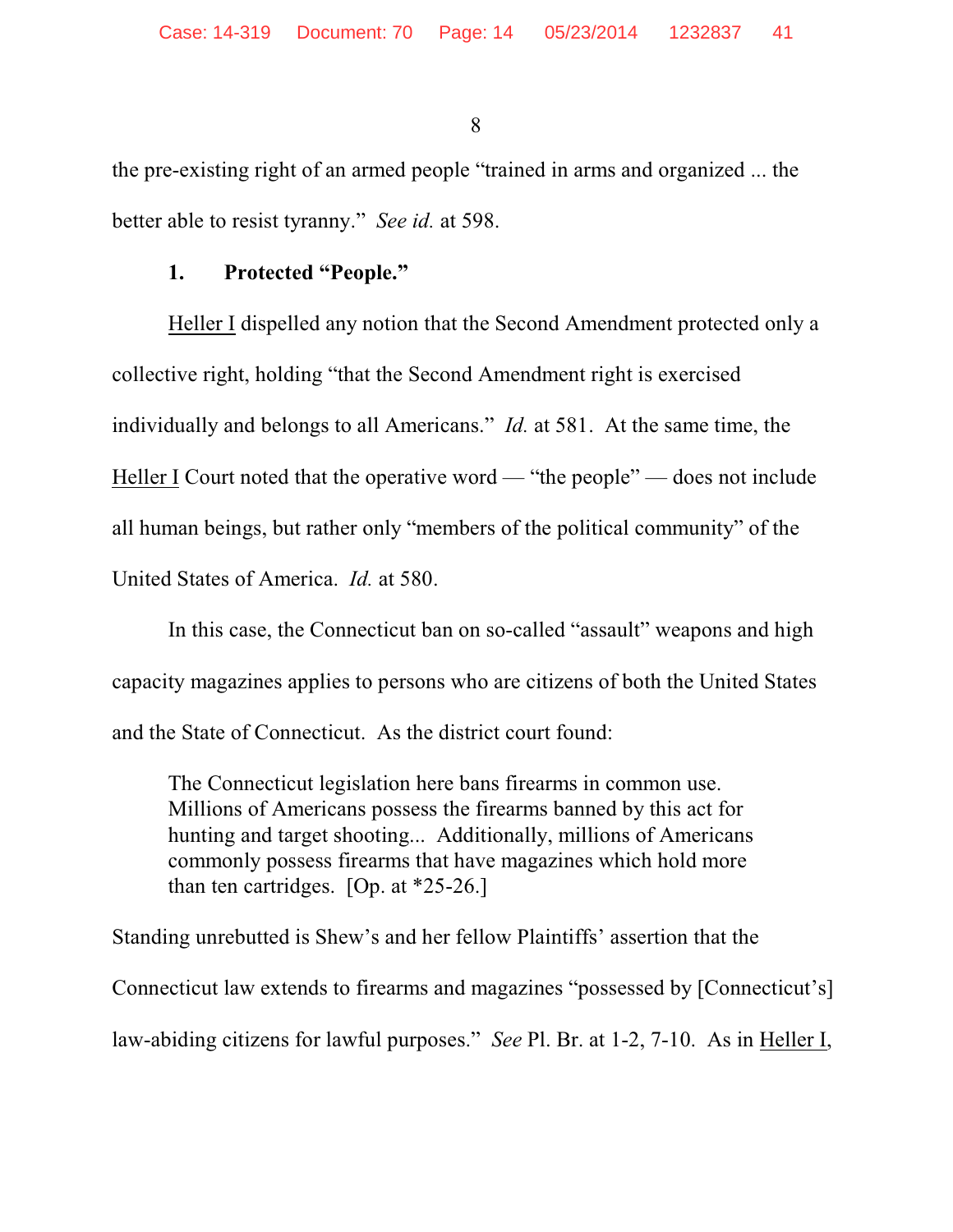the pre-existing right of an armed people "trained in arms and organized ... the better able to resist tyranny." *See id.* at 598.

### 1. Protected "People."

Heller I dispelled any notion that the Second Amendment protected only a collective right, holding "that the Second Amendment right is exercised individually and belongs to all Americans." *Id.* at 581. At the same time, the Heller I Court noted that the operative word — "the people" — does not include all human beings, but rather only "members of the political community" of the United States of America. *Id.* at 580.

In this case, the Connecticut ban on so-called "assault" weapons and high capacity magazines applies to persons who are citizens of both the United States and the State of Connecticut. As the district court found:

> The Connecticut legislation here bans firearms in common use. Millions of Americans possess the firearms banned by this act for hunting and target shooting... Additionally, millions of Americans commonly possess firearms that have magazines which hold more than ten cartridges. [Op. at *25-26.]

Standing unrebutted is Shew's and her fellow Plaintiffs' assertion that the Connecticut law extends to firearms and magazines "possessed by [Connecticut's] law-abiding citizens for lawful purposes." *See* Pl. Br. at 1-2, 7-10. As in Heller I,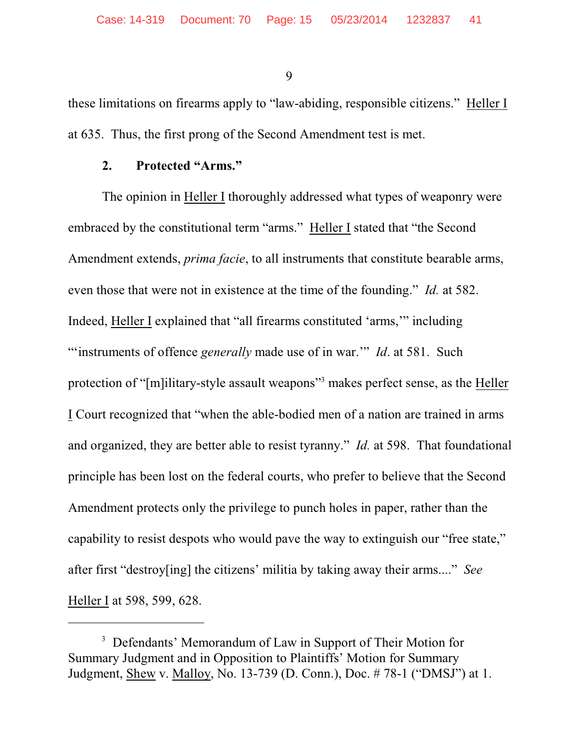these limitations on firearms apply to "law-abiding, responsible citizens." Heller I at 635. Thus, the first prong of the Second Amendment test is met.

### 2. Protected "Arms."

The opinion in Heller I thoroughly addressed what types of weaponry were embraced by the constitutional term "arms." Heller I stated that "the Second Amendment extends, *prima facie*, to all instruments that constitute bearable arms, even those that were not in existence at the time of the founding." *Id.* at 582. Indeed, Heller I explained that "all firearms constituted 'arms,'" including "'instruments of offence *generally* made use of in war.'" *Id*. at 581. Such protection of "[m]ilitary-style assault weapons"[3] makes perfect sense, as the Heller I Court recognized that "when the able-bodied men of a nation are trained in arms and organized, they are better able to resist tyranny." *Id.* at 598. That foundational principle has been lost on the federal courts, who prefer to believe that the Second Amendment protects only the privilege to punch holes in paper, rather than the capability to resist despots who would pave the way to extinguish our "free state," after first "destroy[ing] the citizens' militia by taking away their arms...." *See* Heller I at 598, 599, 628.

---

[3] Defendants' Memorandum of Law in Support of Their Motion for Summary Judgment and in Opposition to Plaintiffs' Motion for Summary Judgment, Shew v. Malloy, No. 13-739 (D. Conn.), Doc. # 78-1 ("DMSJ") at 1.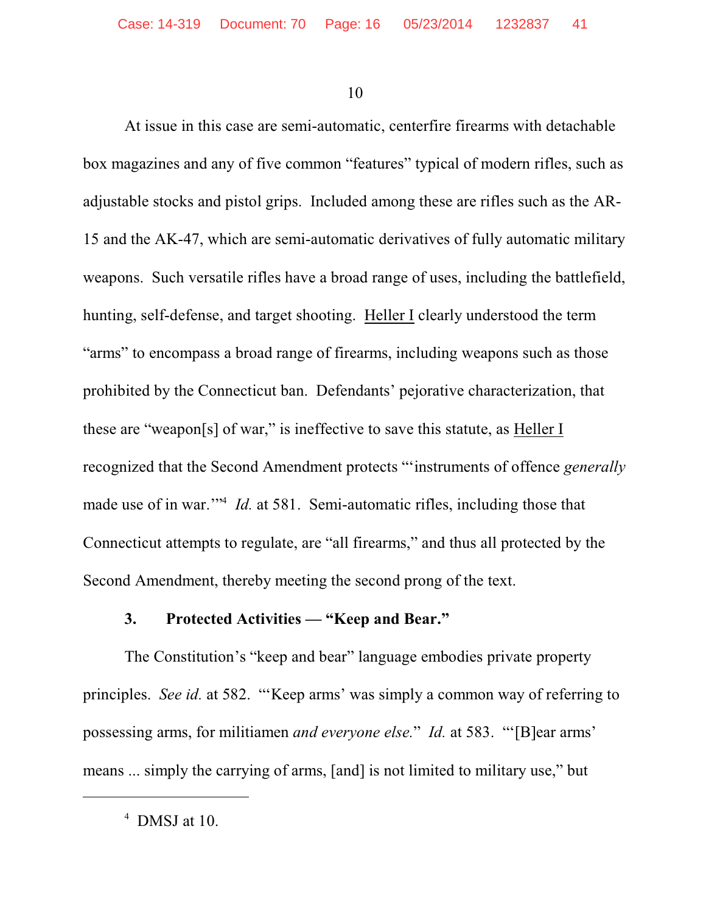At issue in this case are semi-automatic, centerfire firearms with detachable box magazines and any of five common "features" typical of modern rifles, such as adjustable stocks and pistol grips. Included among these are rifles such as the AR-15 and the AK-47, which are semi-automatic derivatives of fully automatic military weapons. Such versatile rifles have a broad range of uses, including the battlefield, hunting, self-defense, and target shooting. Heller I clearly understood the term "arms" to encompass a broad range of firearms, including weapons such as those prohibited by the Connecticut ban. Defendants' pejorative characterization, that these are "weapon[s] of war," is ineffective to save this statute, as Heller I recognized that the Second Amendment protects "'instruments of offence *generally* made use of in war.'"[4] *Id.* at 581. Semi-automatic rifles, including those that Connecticut attempts to regulate, are "all firearms," and thus all protected by the Second Amendment, thereby meeting the second prong of the text.

**3. Protected Activities — "Keep and Bear."**

The Constitution's "keep and bear" language embodies private property principles. *See id.* at 582. "'Keep arms' was simply a common way of referring to possessing arms, for militiamen *and everyone else.*" *Id.* at 583. "'[B]ear arms' means ... simply the carrying of arms, [and] is not limited to military use," but

---

[4] DMSJ at 10.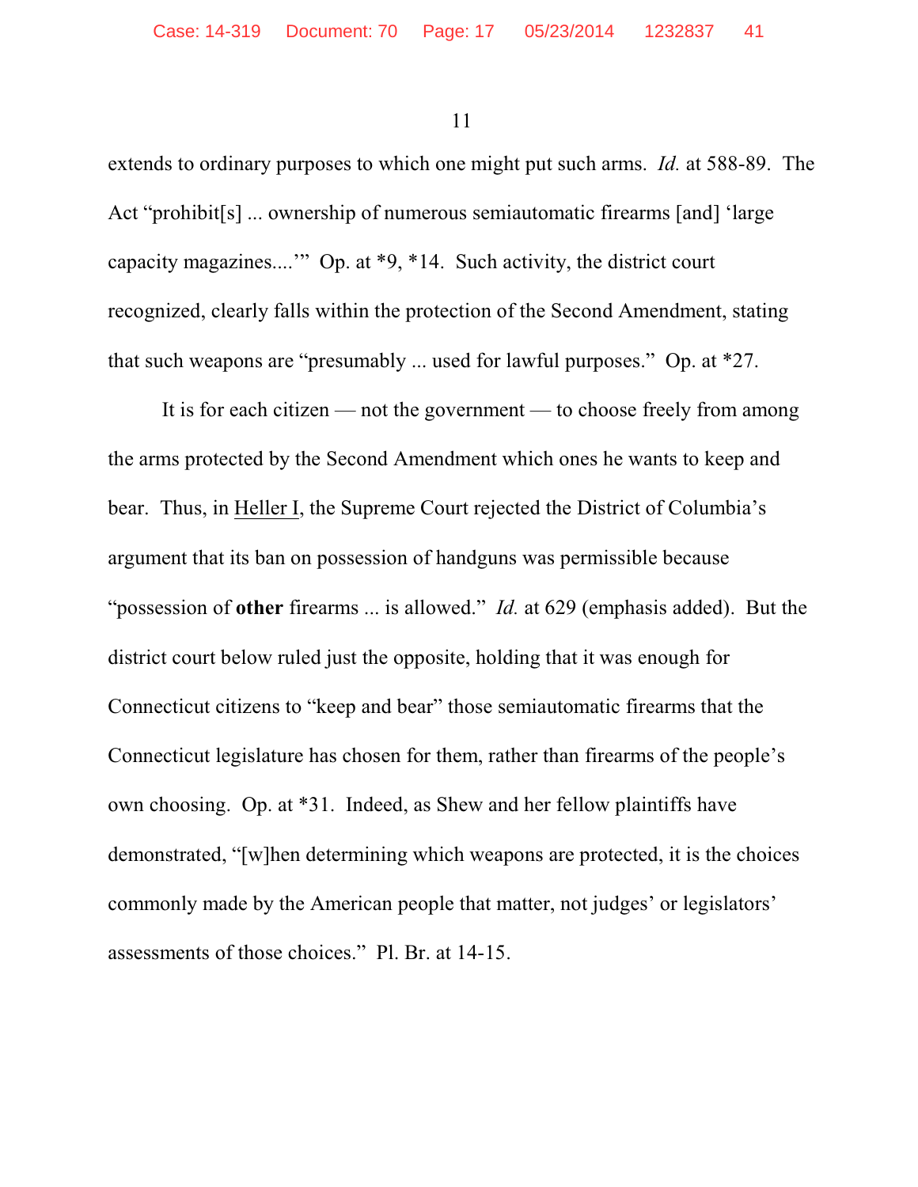extends to ordinary purposes to which one might put such arms. *Id.* at 588-89. The Act "prohibit[s] ... ownership of numerous semiautomatic firearms [and] 'large capacity magazines....'" Op. at *9, *14. Such activity, the district court recognized, clearly falls within the protection of the Second Amendment, stating that such weapons are "presumably ... used for lawful purposes." Op. at *27.

It is for each citizen — not the government — to choose freely from among the arms protected by the Second Amendment which ones he wants to keep and bear. Thus, in Heller I, the Supreme Court rejected the District of Columbia's argument that its ban on possession of handguns was permissible because "possession of **other** firearms ... is allowed." *Id.* at 629 (emphasis added). But the district court below ruled just the opposite, holding that it was enough for Connecticut citizens to "keep and bear" those semiautomatic firearms that the Connecticut legislature has chosen for them, rather than firearms of the people's own choosing. Op. at *31. Indeed, as Shew and her fellow plaintiffs have demonstrated, "[w]hen determining which weapons are protected, it is the choices commonly made by the American people that matter, not judges' or legislators' assessments of those choices." Pl. Br. at 14-15.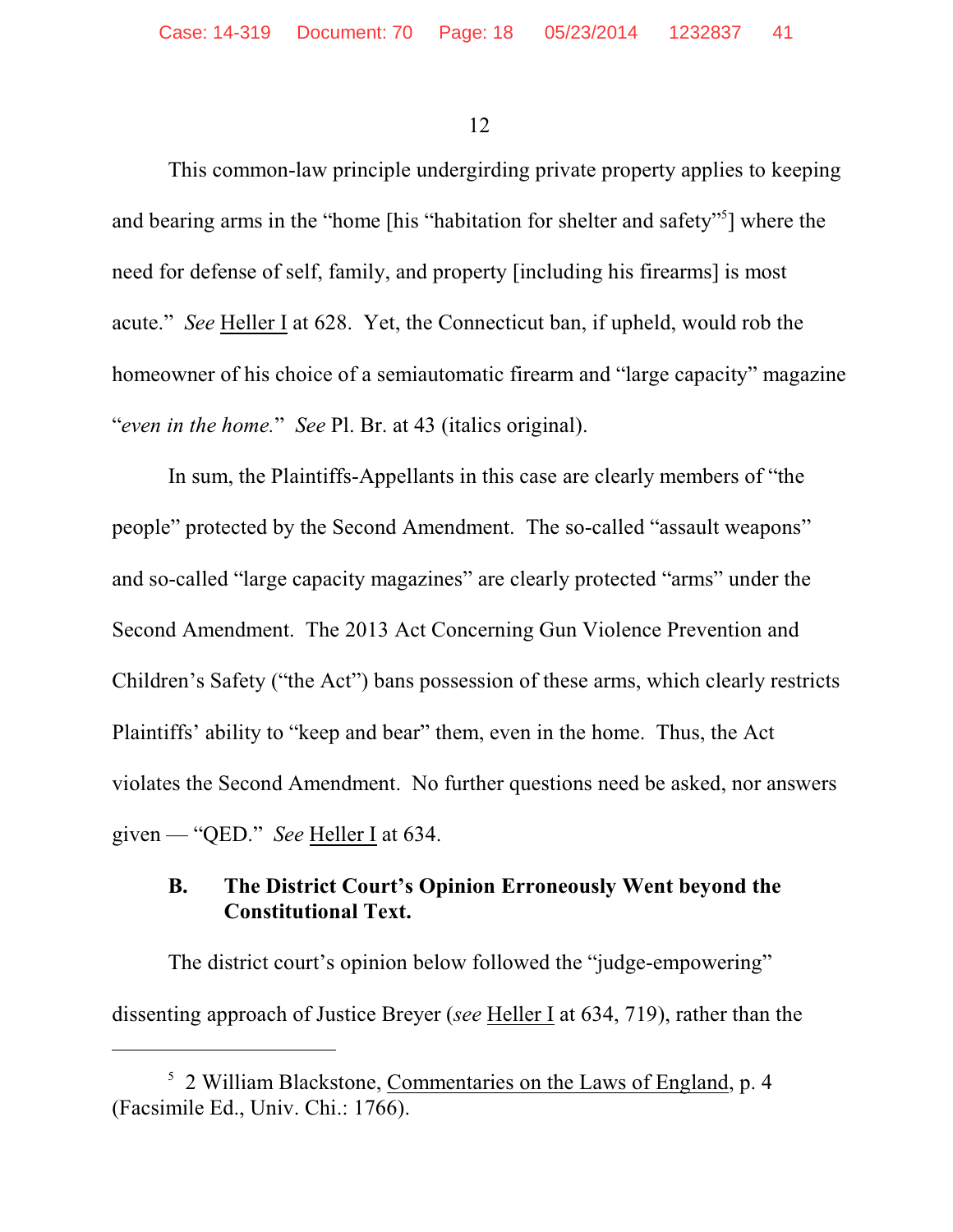This common-law principle undergirding private property applies to keeping and bearing arms in the "home [his "habitation for shelter and safety"[5]] where the need for defense of self, family, and property [including his firearms] is most acute." *See* Heller I at 628. Yet, the Connecticut ban, if upheld, would rob the homeowner of his choice of a semiautomatic firearm and "large capacity" magazine "*even in the home.*" *See* Pl. Br. at 43 (italics original).

In sum, the Plaintiffs-Appellants in this case are clearly members of "the people" protected by the Second Amendment. The so-called "assault weapons" and so-called "large capacity magazines" are clearly protected "arms" under the Second Amendment. The 2013 Act Concerning Gun Violence Prevention and Children's Safety ("the Act") bans possession of these arms, which clearly restricts Plaintiffs' ability to "keep and bear" them, even in the home. Thus, the Act violates the Second Amendment. No further questions need be asked, nor answers given — "QED." *See* Heller I at 634.

### B. The District Court's Opinion Erroneously Went beyond the Constitutional Text.

The district court's opinion below followed the "judge-empowering" dissenting approach of Justice Breyer (*see* Heller I at 634, 719), rather than the

---

[5] 2 William Blackstone, Commentaries on the Laws of England, p. 4 (Facsimile Ed., Univ. Chi.: 1766).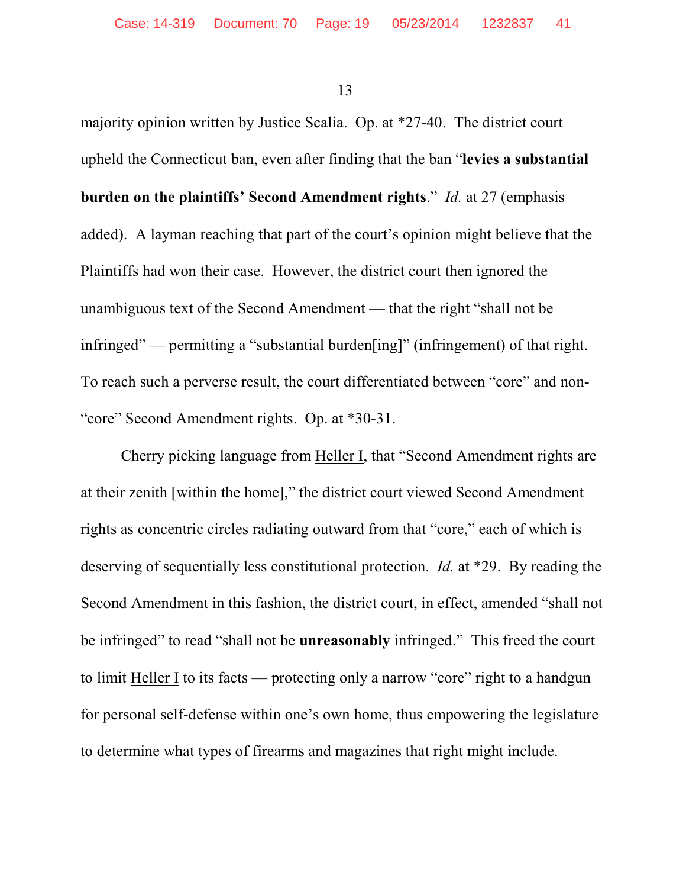majority opinion written by Justice Scalia. Op. at *27-40. The district court upheld the Connecticut ban, even after finding that the ban "**levies a substantial burden on the plaintiffs' Second Amendment rights**." *Id.* at 27 (emphasis added). A layman reaching that part of the court's opinion might believe that the Plaintiffs had won their case. However, the district court then ignored the unambiguous text of the Second Amendment — that the right "shall not be infringed" — permitting a "substantial burden[ing]" (infringement) of that right. To reach such a perverse result, the court differentiated between "core" and non-"core" Second Amendment rights. Op. at *30-31.

Cherry picking language from Heller I, that "Second Amendment rights are at their zenith [within the home]," the district court viewed Second Amendment rights as concentric circles radiating outward from that "core," each of which is deserving of sequentially less constitutional protection. *Id.* at *29. By reading the Second Amendment in this fashion, the district court, in effect, amended "shall not be infringed" to read "shall not be **unreasonably** infringed." This freed the court to limit Heller I to its facts — protecting only a narrow "core" right to a handgun for personal self-defense within one's own home, thus empowering the legislature to determine what types of firearms and magazines that right might include.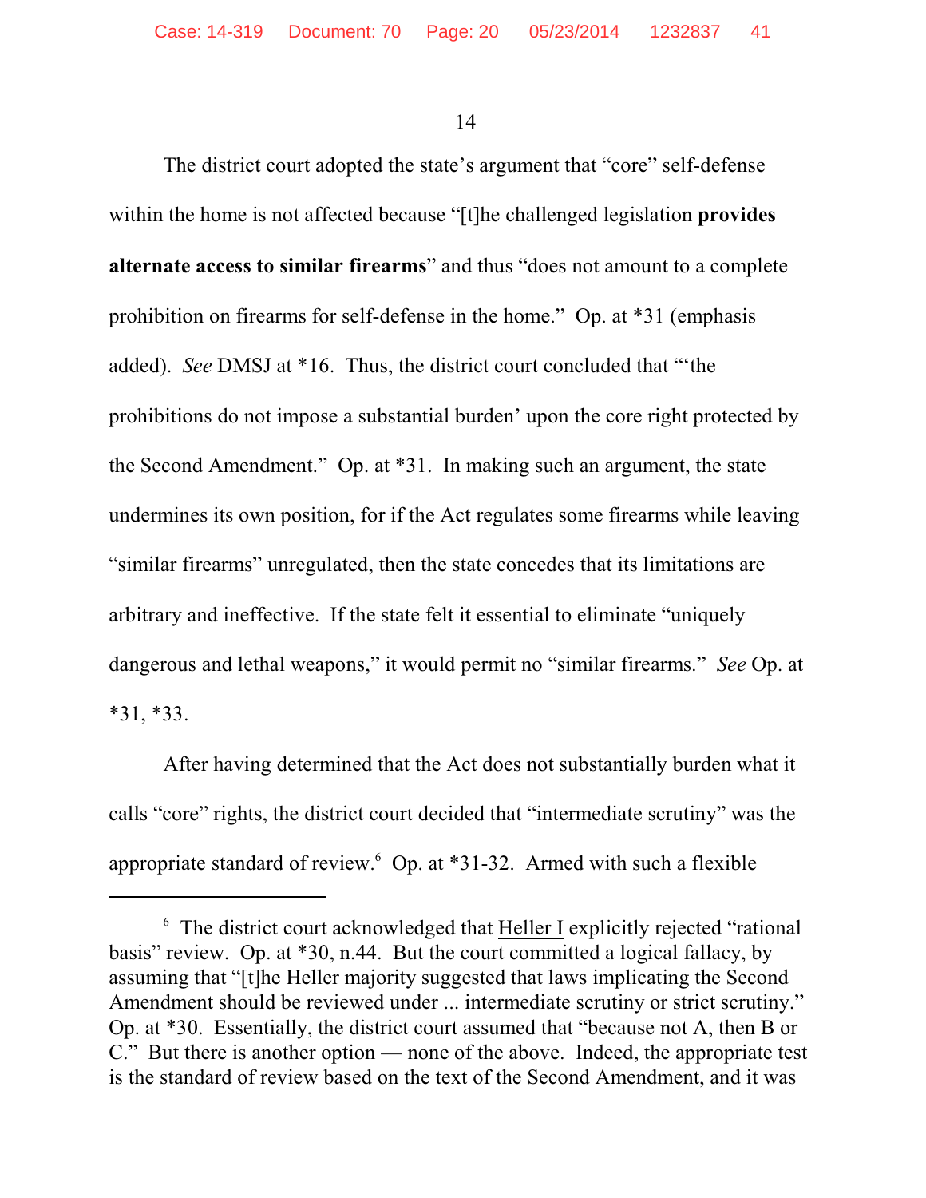The district court adopted the state's argument that "core" self-defense within the home is not affected because "[t]he challenged legislation **provides alternate access to similar firearms**" and thus "does not amount to a complete prohibition on firearms for self-defense in the home." Op. at *31 (emphasis added). *See* DMSJ at *16. Thus, the district court concluded that "'the prohibitions do not impose a substantial burden' upon the core right protected by the Second Amendment." Op. at *31. In making such an argument, the state undermines its own position, for if the Act regulates some firearms while leaving "similar firearms" unregulated, then the state concedes that its limitations are arbitrary and ineffective. If the state felt it essential to eliminate "uniquely dangerous and lethal weapons," it would permit no "similar firearms." *See* Op. at *31, *33.

After having determined that the Act does not substantially burden what it calls "core" rights, the district court decided that "intermediate scrutiny" was the appropriate standard of review.[6] Op. at *31-32. Armed with such a flexible

[6] The district court acknowledged that Heller I explicitly rejected "rational basis" review. Op. at *30, n.44. But the court committed a logical fallacy, by assuming that "[t]he Heller majority suggested that laws implicating the Second Amendment should be reviewed under ... intermediate scrutiny or strict scrutiny." Op. at *30. Essentially, the district court assumed that "because not A, then B or C." But there is another option — none of the above. Indeed, the appropriate test is the standard of review based on the text of the Second Amendment, and it was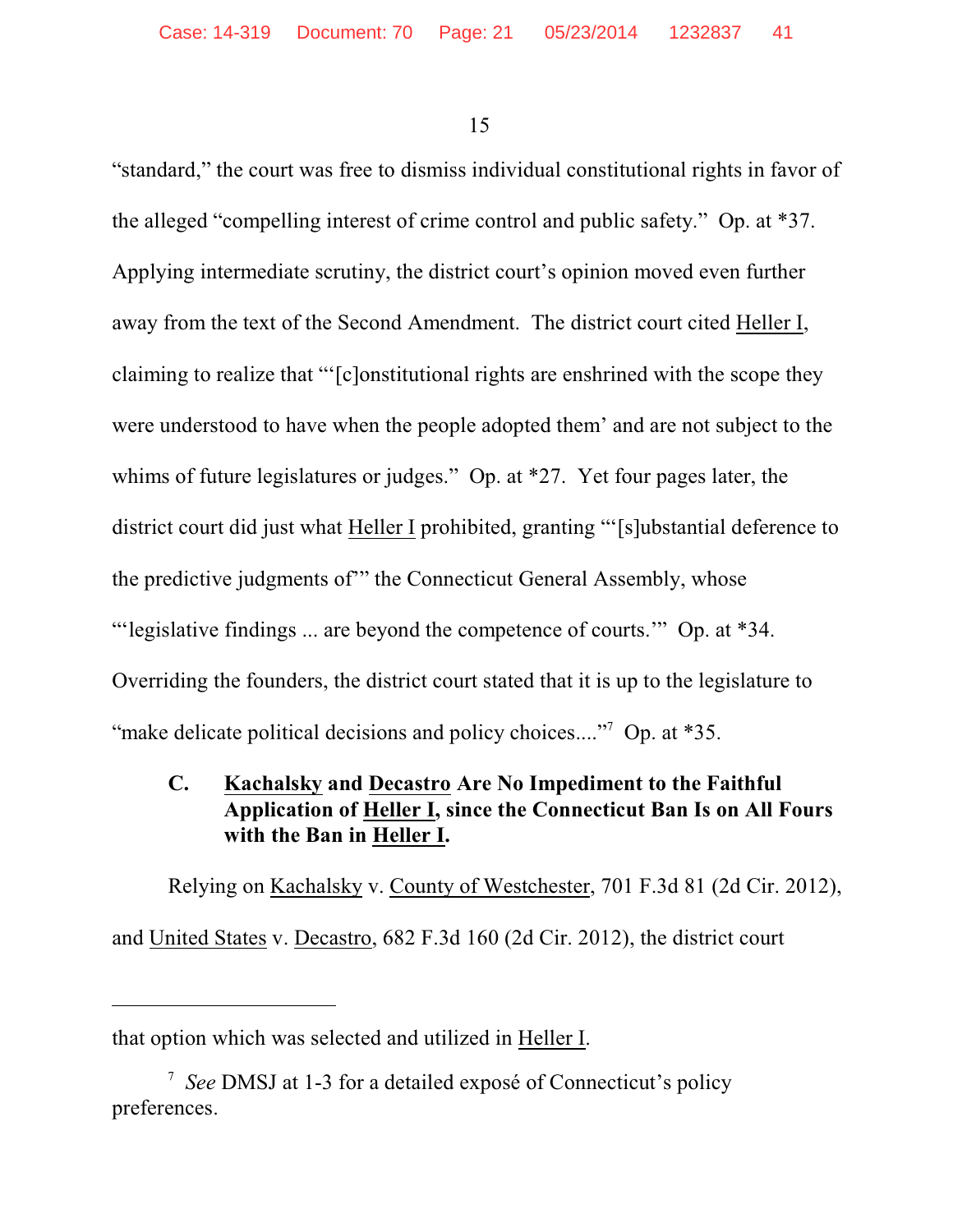"standard," the court was free to dismiss individual constitutional rights in favor of the alleged "compelling interest of crime control and public safety." Op. at *37. Applying intermediate scrutiny, the district court's opinion moved even further away from the text of the Second Amendment. The district court cited Heller I, claiming to realize that "'[c]onstitutional rights are enshrined with the scope they were understood to have when the people adopted them' and are not subject to the whims of future legislatures or judges." Op. at *27. Yet four pages later, the district court did just what Heller I prohibited, granting "'[s]ubstantial deference to the predictive judgments of'" the Connecticut General Assembly, whose "'legislative findings ... are beyond the competence of courts.'" Op. at *34. Overriding the founders, the district court stated that it is up to the legislature to "make delicate political decisions and policy choices...."[7] Op. at *35.

### C. Kachalsky and Decastro Are No Impediment to the Faithful Application of Heller I, since the Connecticut Ban Is on All Fours with the Ban in Heller I.

Relying on Kachalsky v. County of Westchester, 701 F.3d 81 (2d Cir. 2012), and United States v. Decastro, 682 F.3d 160 (2d Cir. 2012), the district court

---

that option which was selected and utilized in Heller I.

[7] *See* DMSJ at 1-3 for a detailed exposé of Connecticut's policy preferences.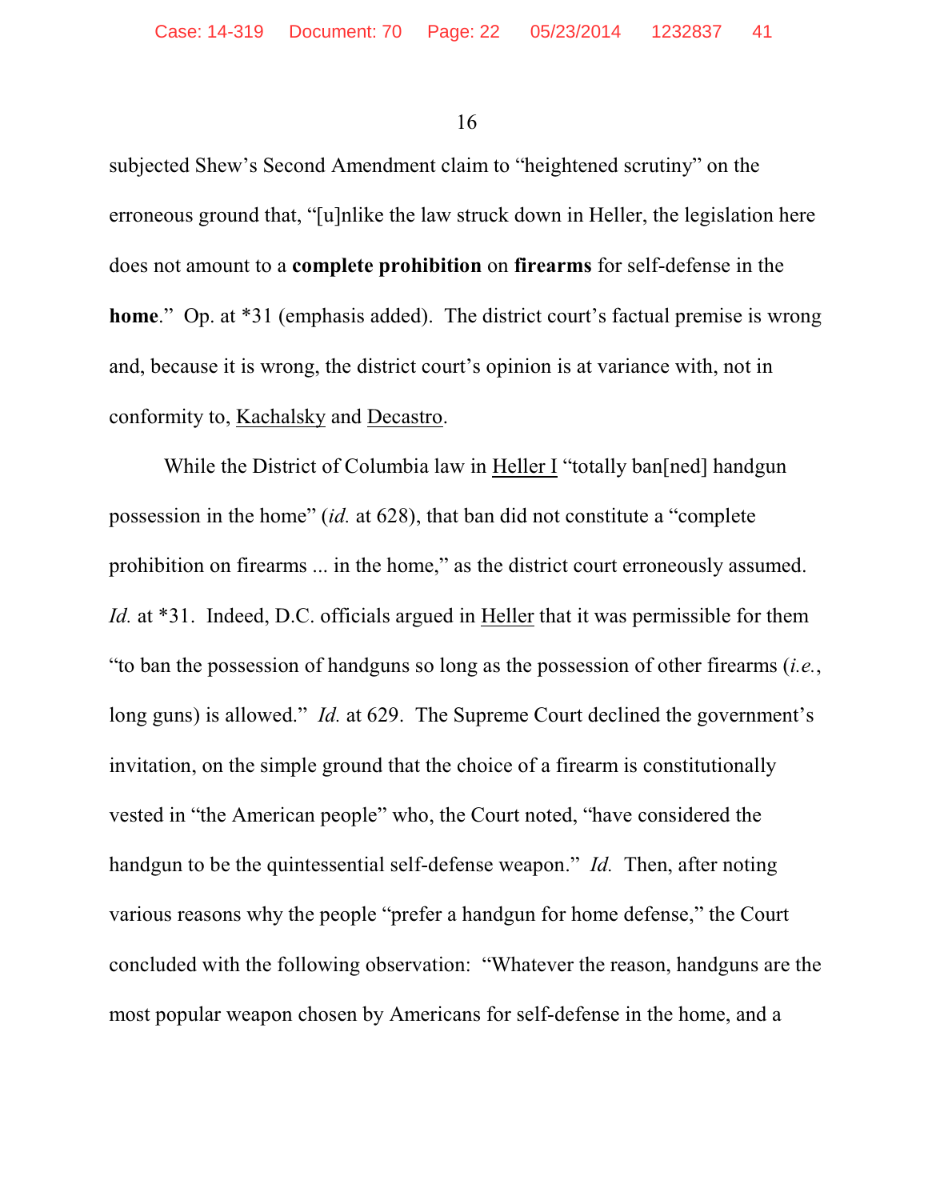subjected Shew's Second Amendment claim to "heightened scrutiny" on the erroneous ground that, "[u]nlike the law struck down in Heller, the legislation here does not amount to a **complete prohibition** on **firearms** for self-defense in the **home**." Op. at *31 (emphasis added). The district court's factual premise is wrong and, because it is wrong, the district court's opinion is at variance with, not in conformity to, <u>Kachalsky</u> and <u>Decastro</u>.

While the District of Columbia law in <u>Heller I</u> "totally ban[ned] handgun possession in the home" (*id.* at 628), that ban did not constitute a "complete prohibition on firearms ... in the home," as the district court erroneously assumed. *Id.* at *31. Indeed, D.C. officials argued in <u>Heller</u> that it was permissible for them "to ban the possession of handguns so long as the possession of other firearms (*i.e.*, long guns) is allowed." *Id.* at 629. The Supreme Court declined the government's invitation, on the simple ground that the choice of a firearm is constitutionally vested in "the American people" who, the Court noted, "have considered the handgun to be the quintessential self-defense weapon." *Id.* Then, after noting various reasons why the people "prefer a handgun for home defense," the Court concluded with the following observation: "Whatever the reason, handguns are the most popular weapon chosen by Americans for self-defense in the home, and a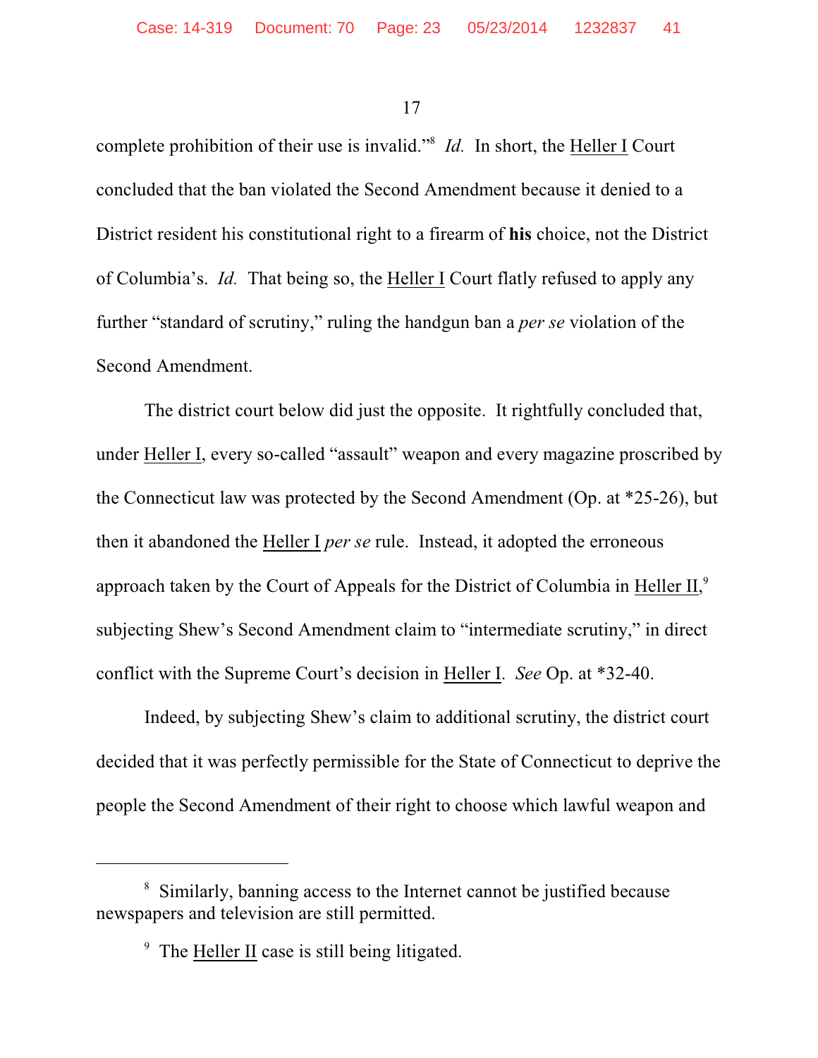complete prohibition of their use is invalid."[8] *Id.* In short, the Heller I Court concluded that the ban violated the Second Amendment because it denied to a District resident his constitutional right to a firearm of **his** choice, not the District of Columbia's. *Id.* That being so, the Heller I Court flatly refused to apply any further "standard of scrutiny," ruling the handgun ban a *per se* violation of the Second Amendment.

The district court below did just the opposite. It rightfully concluded that, under Heller I, every so-called "assault" weapon and every magazine proscribed by the Connecticut law was protected by the Second Amendment (Op. at *25-26), but then it abandoned the Heller I *per se* rule. Instead, it adopted the erroneous approach taken by the Court of Appeals for the District of Columbia in Heller II,[9] subjecting Shew's Second Amendment claim to "intermediate scrutiny," in direct conflict with the Supreme Court's decision in Heller I. *See* Op. at *32-40.

Indeed, by subjecting Shew's claim to additional scrutiny, the district court decided that it was perfectly permissible for the State of Connecticut to deprive the people the Second Amendment of their right to choose which lawful weapon and

---

[8] Similarly, banning access to the Internet cannot be justified because newspapers and television are still permitted.

[9] The Heller II case is still being litigated.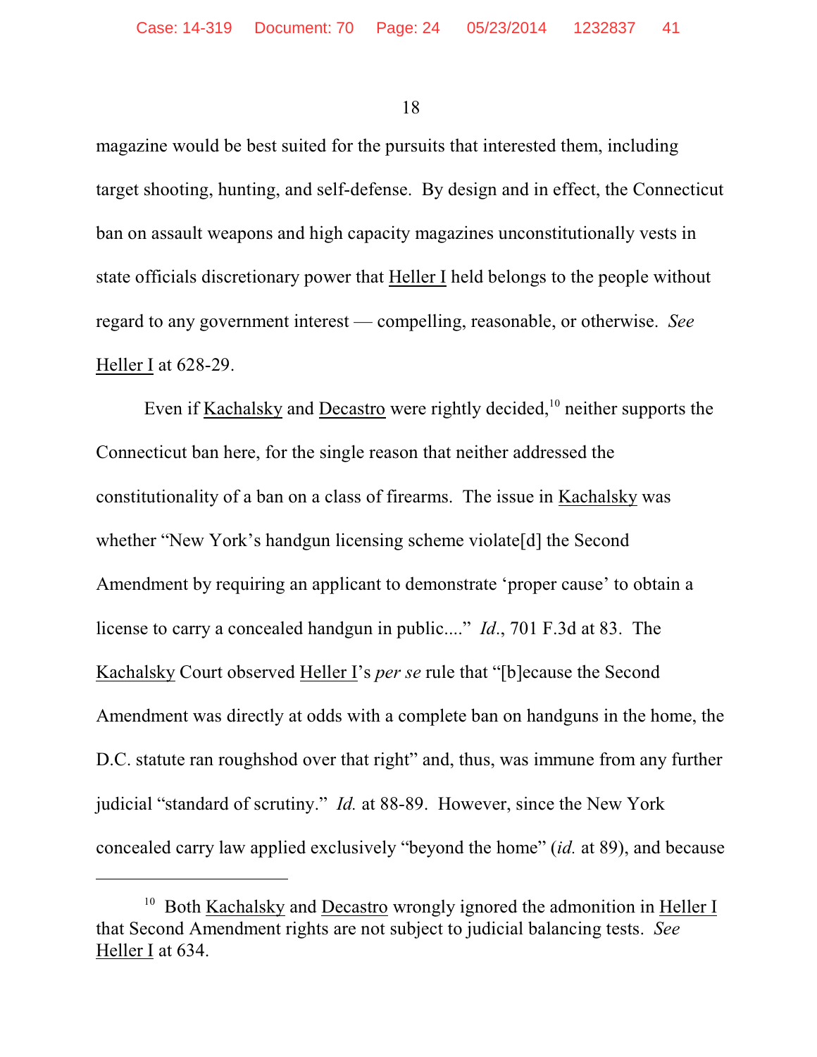magazine would be best suited for the pursuits that interested them, including target shooting, hunting, and self-defense. By design and in effect, the Connecticut ban on assault weapons and high capacity magazines unconstitutionally vests in state officials discretionary power that Heller I held belongs to the people without regard to any government interest — compelling, reasonable, or otherwise. *See* Heller I at 628-29.

Even if Kachalsky and Decastro were rightly decided,[10] neither supports the Connecticut ban here, for the single reason that neither addressed the constitutionality of a ban on a class of firearms. The issue in Kachalsky was whether "New York's handgun licensing scheme violate[d] the Second Amendment by requiring an applicant to demonstrate 'proper cause' to obtain a license to carry a concealed handgun in public...." *Id.*, 701 F.3d at 83. The Kachalsky Court observed Heller I's *per se* rule that "[b]ecause the Second Amendment was directly at odds with a complete ban on handguns in the home, the D.C. statute ran roughshod over that right" and, thus, was immune from any further judicial "standard of scrutiny." *Id.* at 88-89. However, since the New York concealed carry law applied exclusively "beyond the home" (*id.* at 89), and because

---

[10] Both Kachalsky and Decastro wrongly ignored the admonition in Heller I that Second Amendment rights are not subject to judicial balancing tests. *See* Heller I at 634.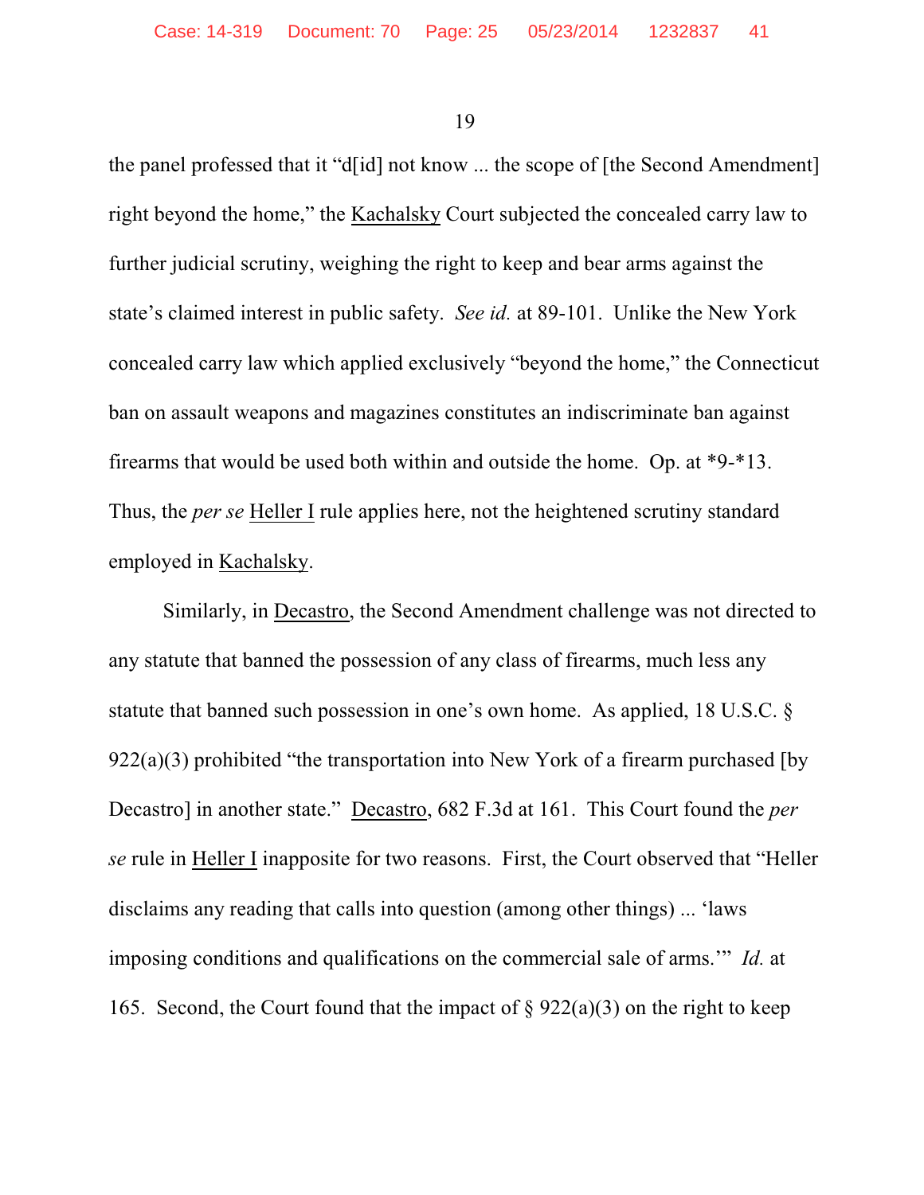the panel professed that it "d[id] not know ... the scope of [the Second Amendment] right beyond the home," the Kachalsky Court subjected the concealed carry law to further judicial scrutiny, weighing the right to keep and bear arms against the state's claimed interest in public safety. *See id.* at 89-101. Unlike the New York concealed carry law which applied exclusively "beyond the home," the Connecticut ban on assault weapons and magazines constitutes an indiscriminate ban against firearms that would be used both within and outside the home. Op. at *9-*13. Thus, the *per se* Heller I rule applies here, not the heightened scrutiny standard employed in Kachalsky.

Similarly, in Decastro, the Second Amendment challenge was not directed to any statute that banned the possession of any class of firearms, much less any statute that banned such possession in one's own home. As applied, 18 U.S.C. § 922(a)(3) prohibited "the transportation into New York of a firearm purchased [by Decastro] in another state." Decastro, 682 F.3d at 161. This Court found the *per se* rule in Heller I inapposite for two reasons. First, the Court observed that "Heller disclaims any reading that calls into question (among other things) ... 'laws imposing conditions and qualifications on the commercial sale of arms.'" *Id.* at 165. Second, the Court found that the impact of § 922(a)(3) on the right to keep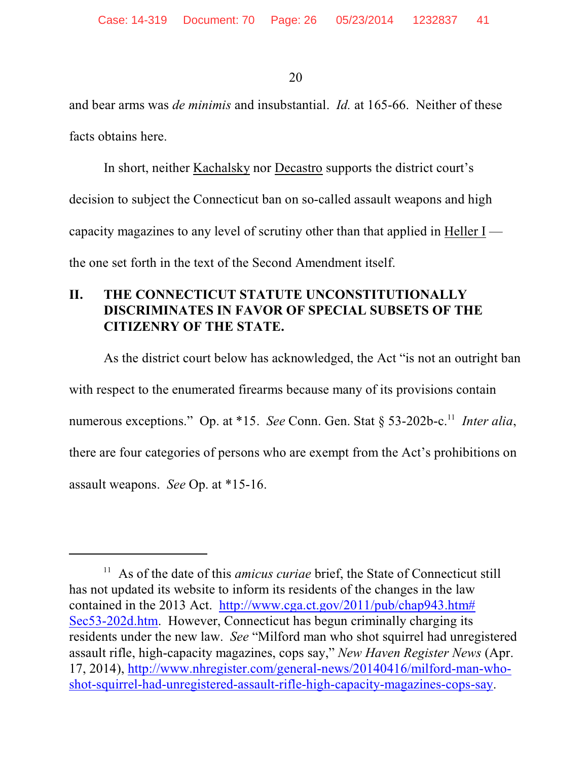and bear arms was *de minimis* and insubstantial. *Id.* at 165-66. Neither of these facts obtains here.

In short, neither Kachalsky nor Decastro supports the district court's decision to subject the Connecticut ban on so-called assault weapons and high capacity magazines to any level of scrutiny other than that applied in Heller I — the one set forth in the text of the Second Amendment itself.

## II. THE CONNECTICUT STATUTE UNCONSTITUTIONALLY DISCRIMINATES IN FAVOR OF SPECIAL SUBSETS OF THE CITIZENRY OF THE STATE.

As the district court below has acknowledged, the Act "is not an outright ban with respect to the enumerated firearms because many of its provisions contain numerous exceptions." Op. at *15. *See* Conn. Gen. Stat § 53-202b-c.[11] *Inter alia*, there are four categories of persons who are exempt from the Act's prohibitions on assault weapons. *See* Op. at *15-16.

---

[11] As of the date of this *amicus curiae* brief, the State of Connecticut still has not updated its website to inform its residents of the changes in the law contained in the 2013 Act. http://www.cga.ct.gov/2011/pub/chap943.htm#Sec53-202d.htm. However, Connecticut has begun criminally charging its residents under the new law. *See* "Milford man who shot squirrel had unregistered assault rifle, high-capacity magazines, cops say," *New Haven Register News* (Apr. 17, 2014), http://www.nhregister.com/general-news/20140416/milford-man-who-shot-squirrel-had-unregistered-assault-rifle-high-capacity-magazines-cops-say.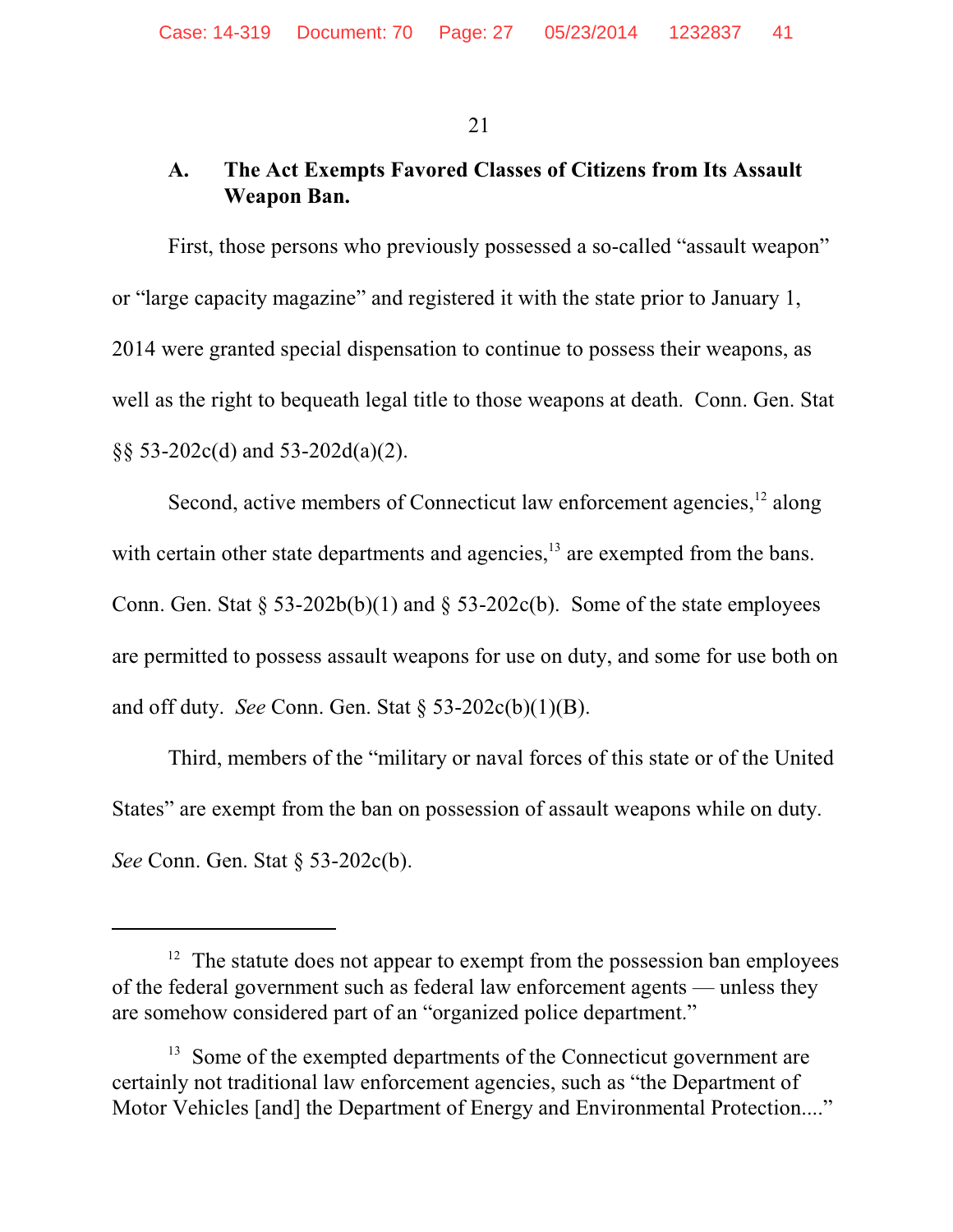### A. The Act Exempts Favored Classes of Citizens from Its Assault Weapon Ban.

First, those persons who previously possessed a so-called "assault weapon" or "large capacity magazine" and registered it with the state prior to January 1, 2014 were granted special dispensation to continue to possess their weapons, as well as the right to bequeath legal title to those weapons at death. Conn. Gen. Stat §§ 53-202c(d) and 53-202d(a)(2).

Second, active members of Connecticut law enforcement agencies,[12] along with certain other state departments and agencies,[13] are exempted from the bans. Conn. Gen. Stat § 53-202b(b)(1) and § 53-202c(b). Some of the state employees are permitted to possess assault weapons for use on duty, and some for use both on and off duty. *See* Conn. Gen. Stat § 53-202c(b)(1)(B).

Third, members of the "military or naval forces of this state or of the United States" are exempt from the ban on possession of assault weapons while on duty. *See* Conn. Gen. Stat § 53-202c(b).

---

[12] The statute does not appear to exempt from the possession ban employees of the federal government such as federal law enforcement agents — unless they are somehow considered part of an "organized police department."

[13] Some of the exempted departments of the Connecticut government are certainly not traditional law enforcement agencies, such as "the Department of Motor Vehicles [and] the Department of Energy and Environmental Protection...."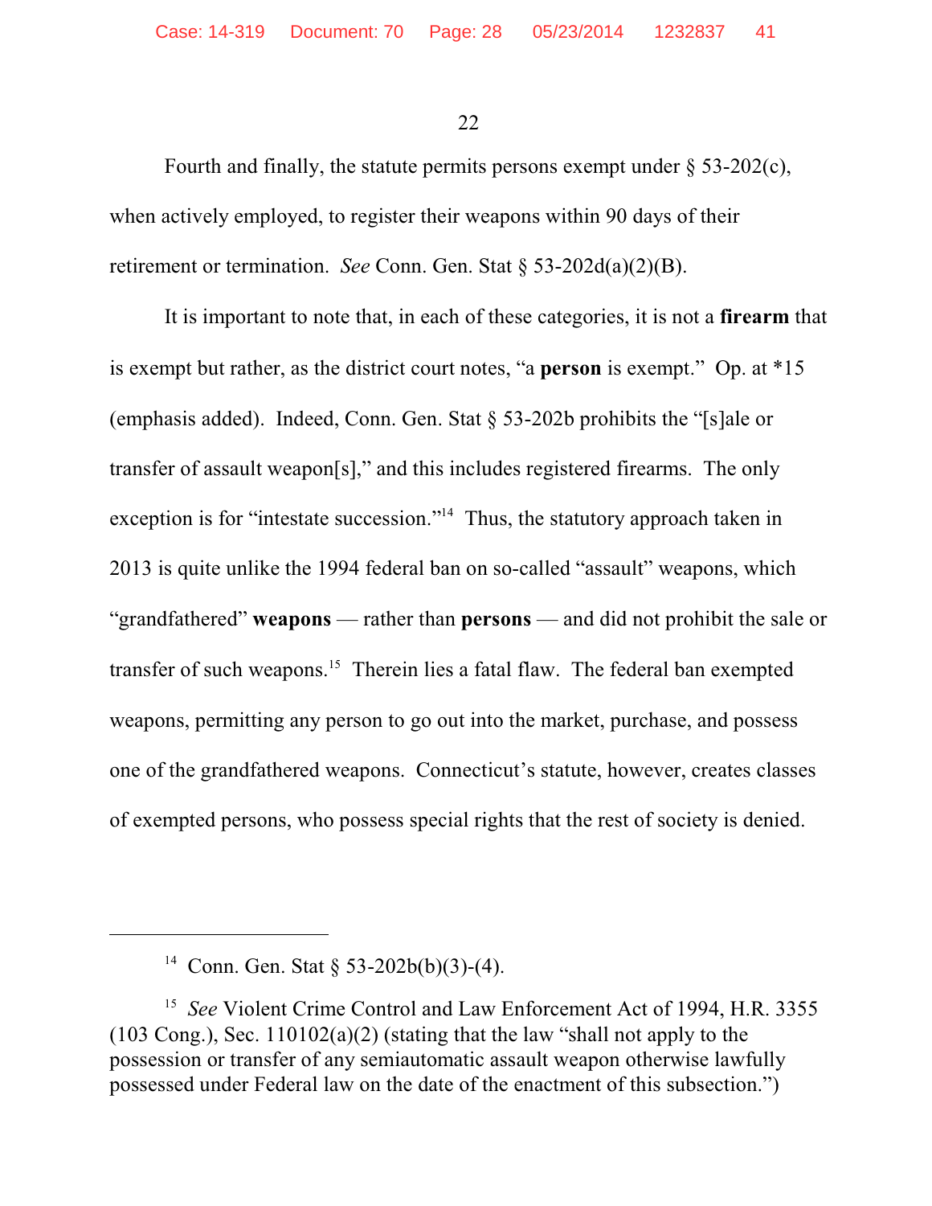Fourth and finally, the statute permits persons exempt under § 53-202(c), when actively employed, to register their weapons within 90 days of their retirement or termination. *See* Conn. Gen. Stat § 53-202d(a)(2)(B).

It is important to note that, in each of these categories, it is not a **firearm** that is exempt but rather, as the district court notes, "a **person** is exempt." Op. at *15 (emphasis added). Indeed, Conn. Gen. Stat § 53-202b prohibits the "[s]ale or transfer of assault weapon[s]," and this includes registered firearms. The only exception is for "intestate succession."[14] Thus, the statutory approach taken in 2013 is quite unlike the 1994 federal ban on so-called "assault" weapons, which "grandfathered" **weapons** — rather than **persons** — and did not prohibit the sale or transfer of such weapons.[15] Therein lies a fatal flaw. The federal ban exempted weapons, permitting any person to go out into the market, purchase, and possess one of the grandfathered weapons. Connecticut's statute, however, creates classes of exempted persons, who possess special rights that the rest of society is denied.

---

[14] Conn. Gen. Stat § 53-202b(b)(3)-(4).

[15] *See* Violent Crime Control and Law Enforcement Act of 1994, H.R. 3355 (103 Cong.), Sec. 110102(a)(2) (stating that the law "shall not apply to the possession or transfer of any semiautomatic assault weapon otherwise lawfully possessed under Federal law on the date of the enactment of this subsection.")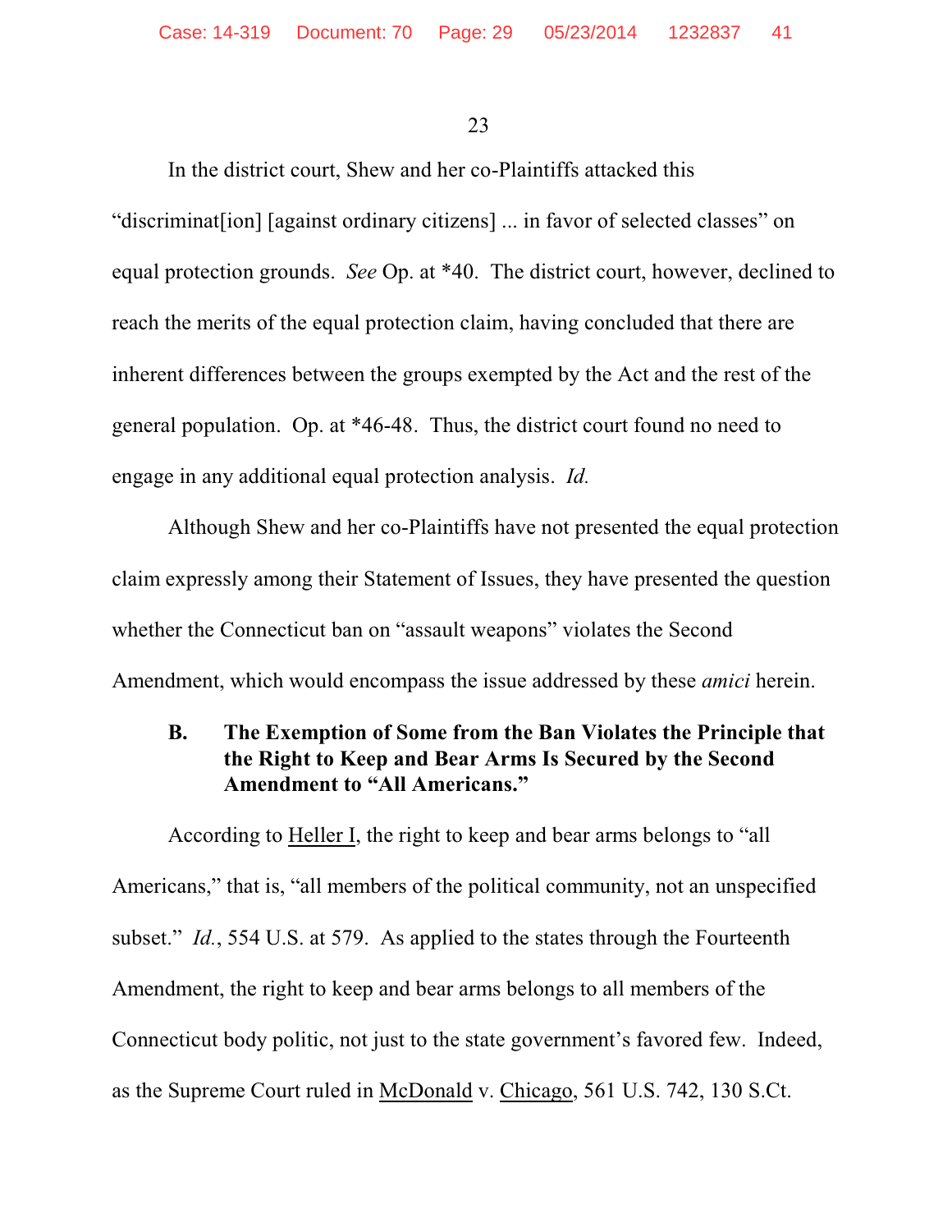In the district court, Shew and her co-Plaintiffs attacked this "discriminat[ion] [against ordinary citizens] ... in favor of selected classes" on equal protection grounds. *See* Op. at *40. The district court, however, declined to reach the merits of the equal protection claim, having concluded that there are inherent differences between the groups exempted by the Act and the rest of the general population. Op. at *46-48. Thus, the district court found no need to engage in any additional equal protection analysis. *Id.*

Although Shew and her co-Plaintiffs have not presented the equal protection claim expressly among their Statement of Issues, they have presented the question whether the Connecticut ban on "assault weapons" violates the Second Amendment, which would encompass the issue addressed by these *amici* herein.

### B. The Exemption of Some from the Ban Violates the Principle that the Right to Keep and Bear Arms Is Secured by the Second Amendment to "All Americans."

According to Heller I, the right to keep and bear arms belongs to "all Americans," that is, "all members of the political community, not an unspecified subset." *Id.*, 554 U.S. at 579. As applied to the states through the Fourteenth Amendment, the right to keep and bear arms belongs to all members of the Connecticut body politic, not just to the state government's favored few. Indeed, as the Supreme Court ruled in McDonald v. Chicago, 561 U.S. 742, 130 S.Ct.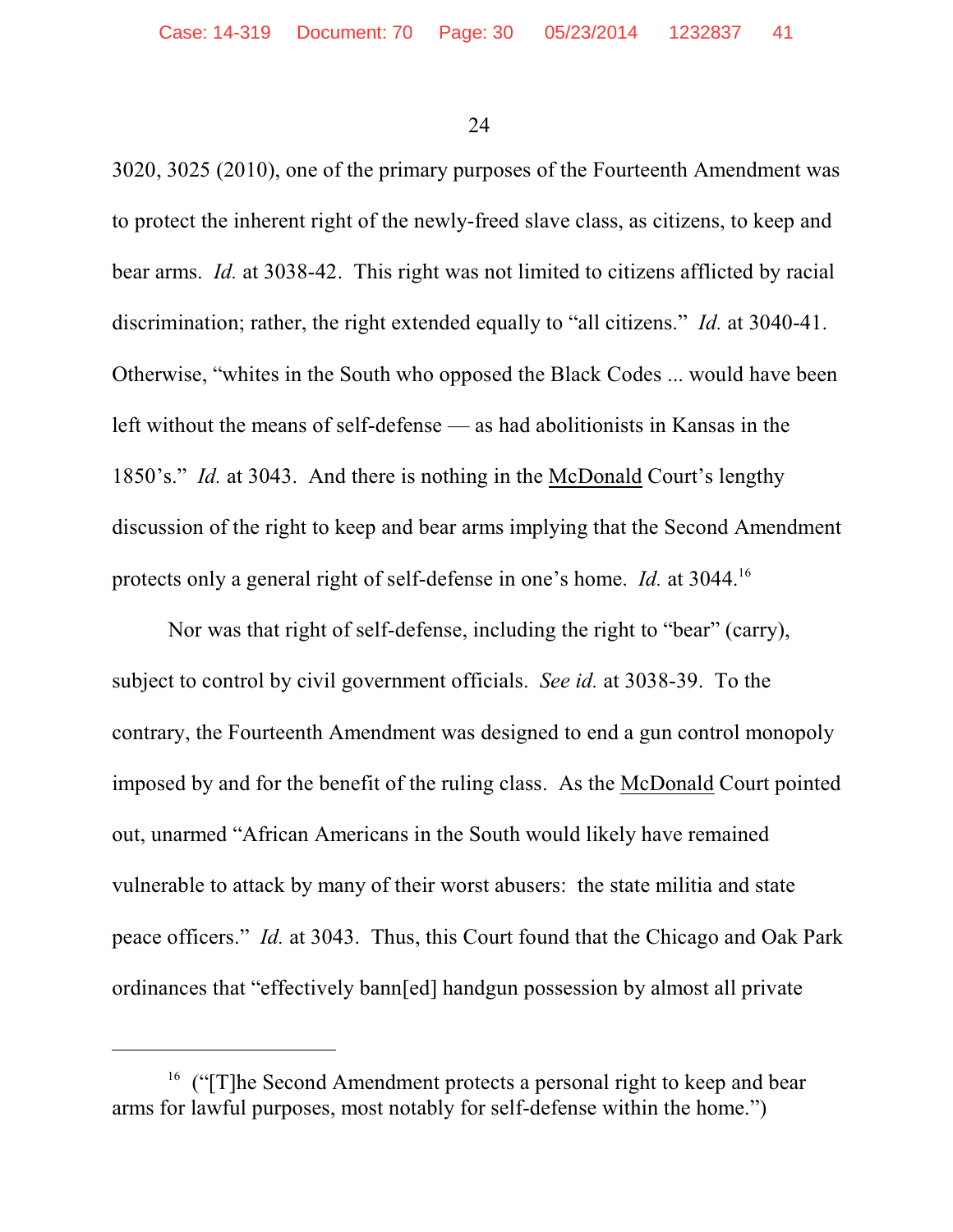3020, 3025 (2010), one of the primary purposes of the Fourteenth Amendment was to protect the inherent right of the newly-freed slave class, as citizens, to keep and bear arms. *Id.* at 3038-42. This right was not limited to citizens afflicted by racial discrimination; rather, the right extended equally to "all citizens." *Id.* at 3040-41. Otherwise, "whites in the South who opposed the Black Codes ... would have been left without the means of self-defense — as had abolitionists in Kansas in the 1850's." *Id.* at 3043. And there is nothing in the McDonald Court's lengthy discussion of the right to keep and bear arms implying that the Second Amendment protects only a general right of self-defense in one's home. *Id.* at 3044.[16]

Nor was that right of self-defense, including the right to "bear" (carry), subject to control by civil government officials. *See id.* at 3038-39. To the contrary, the Fourteenth Amendment was designed to end a gun control monopoly imposed by and for the benefit of the ruling class. As the McDonald Court pointed out, unarmed "African Americans in the South would likely have remained vulnerable to attack by many of their worst abusers: the state militia and state peace officers." *Id.* at 3043. Thus, this Court found that the Chicago and Oak Park ordinances that "effectively bann[ed] handgun possession by almost all private

---

[16] ("[T]he Second Amendment protects a personal right to keep and bear arms for lawful purposes, most notably for self-defense within the home.")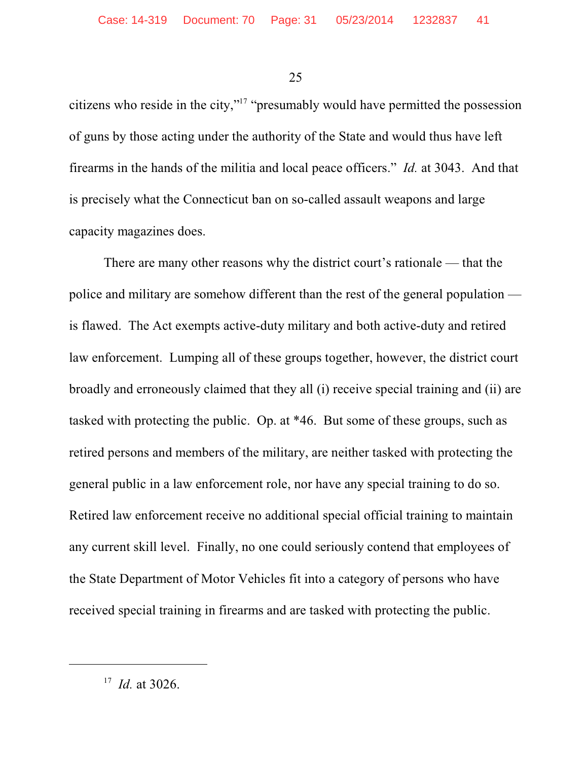citizens who reside in the city,"[17] "presumably would have permitted the possession of guns by those acting under the authority of the State and would thus have left firearms in the hands of the militia and local peace officers." *Id.* at 3043. And that is precisely what the Connecticut ban on so-called assault weapons and large capacity magazines does.

There are many other reasons why the district court's rationale — that the police and military are somehow different than the rest of the general population — is flawed. The Act exempts active-duty military and both active-duty and retired law enforcement. Lumping all of these groups together, however, the district court broadly and erroneously claimed that they all (i) receive special training and (ii) are tasked with protecting the public. Op. at *46. But some of these groups, such as retired persons and members of the military, are neither tasked with protecting the general public in a law enforcement role, nor have any special training to do so. Retired law enforcement receive no additional special official training to maintain any current skill level. Finally, no one could seriously contend that employees of the State Department of Motor Vehicles fit into a category of persons who have received special training in firearms and are tasked with protecting the public.

---

[17] *Id.* at 3026.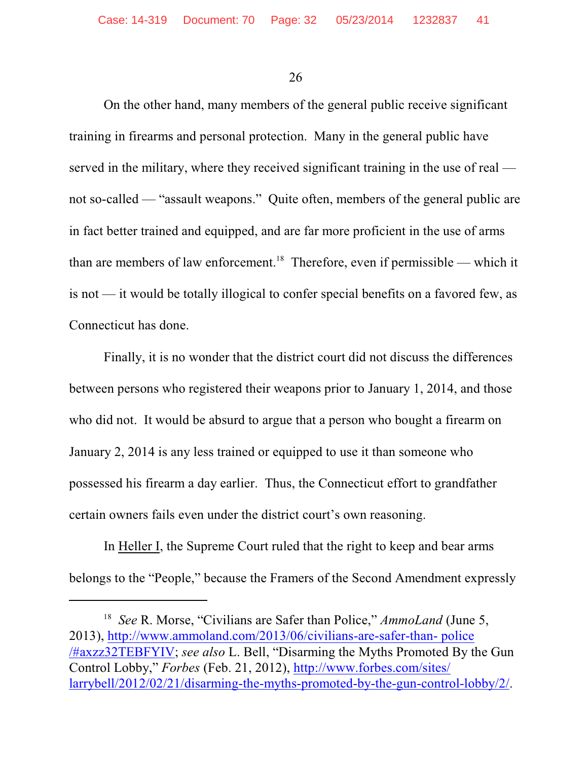On the other hand, many members of the general public receive significant training in firearms and personal protection. Many in the general public have served in the military, where they received significant training in the use of real — not so-called — "assault weapons." Quite often, members of the general public are in fact better trained and equipped, and are far more proficient in the use of arms than are members of law enforcement.[18] Therefore, even if permissible — which it is not — it would be totally illogical to confer special benefits on a favored few, as Connecticut has done.

Finally, it is no wonder that the district court did not discuss the differences between persons who registered their weapons prior to January 1, 2014, and those who did not. It would be absurd to argue that a person who bought a firearm on January 2, 2014 is any less trained or equipped to use it than someone who possessed his firearm a day earlier. Thus, the Connecticut effort to grandfather certain owners fails even under the district court's own reasoning.

In Heller I, the Supreme Court ruled that the right to keep and bear arms belongs to the "People," because the Framers of the Second Amendment expressly

---

[18] *See* R. Morse, "Civilians are Safer than Police," *AmmoLand* (June 5, 2013), http://www.ammoland.com/2013/06/civilians-are-safer-than- police /#axzz32TEBFYIV; *see also* L. Bell, "Disarming the Myths Promoted By the Gun Control Lobby," *Forbes* (Feb. 21, 2012), http://www.forbes.com/sites/ larrybell/2012/02/21/disarming-the-myths-promoted-by-the-gun-control-lobby/2/.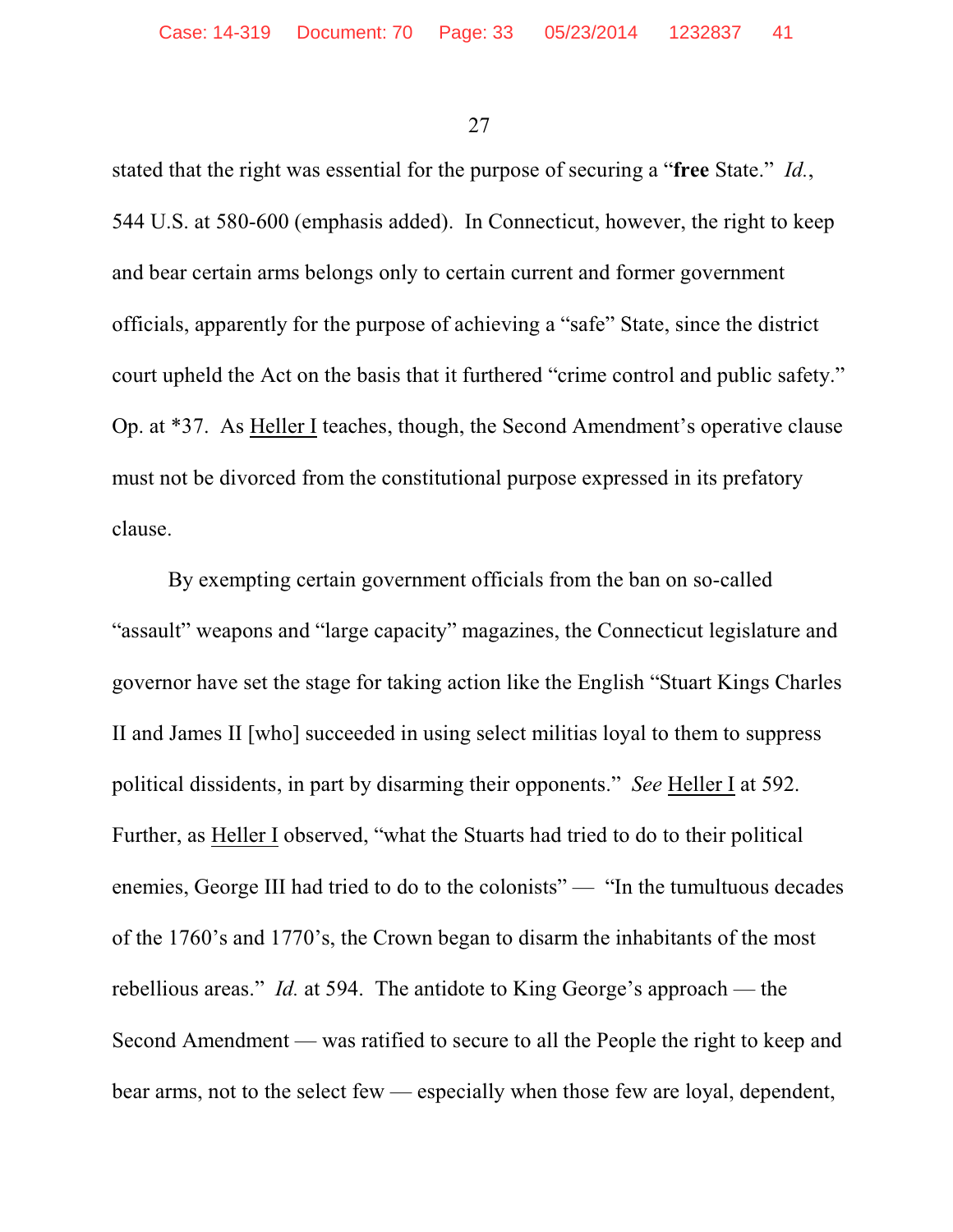stated that the right was essential for the purpose of securing a "**free** State." *Id.*, 544 U.S. at 580-600 (emphasis added). In Connecticut, however, the right to keep and bear certain arms belongs only to certain current and former government officials, apparently for the purpose of achieving a "safe" State, since the district court upheld the Act on the basis that it furthered "crime control and public safety." Op. at *37. As Heller I teaches, though, the Second Amendment's operative clause must not be divorced from the constitutional purpose expressed in its prefatory clause.

By exempting certain government officials from the ban on so-called "assault" weapons and "large capacity" magazines, the Connecticut legislature and governor have set the stage for taking action like the English "Stuart Kings Charles II and James II [who] succeeded in using select militias loyal to them to suppress political dissidents, in part by disarming their opponents." *See* Heller I at 592. Further, as Heller I observed, "what the Stuarts had tried to do to their political enemies, George III had tried to do to the colonists" — "In the tumultuous decades of the 1760's and 1770's, the Crown began to disarm the inhabitants of the most rebellious areas." *Id.* at 594. The antidote to King George's approach — the Second Amendment — was ratified to secure to all the People the right to keep and bear arms, not to the select few — especially when those few are loyal, dependent,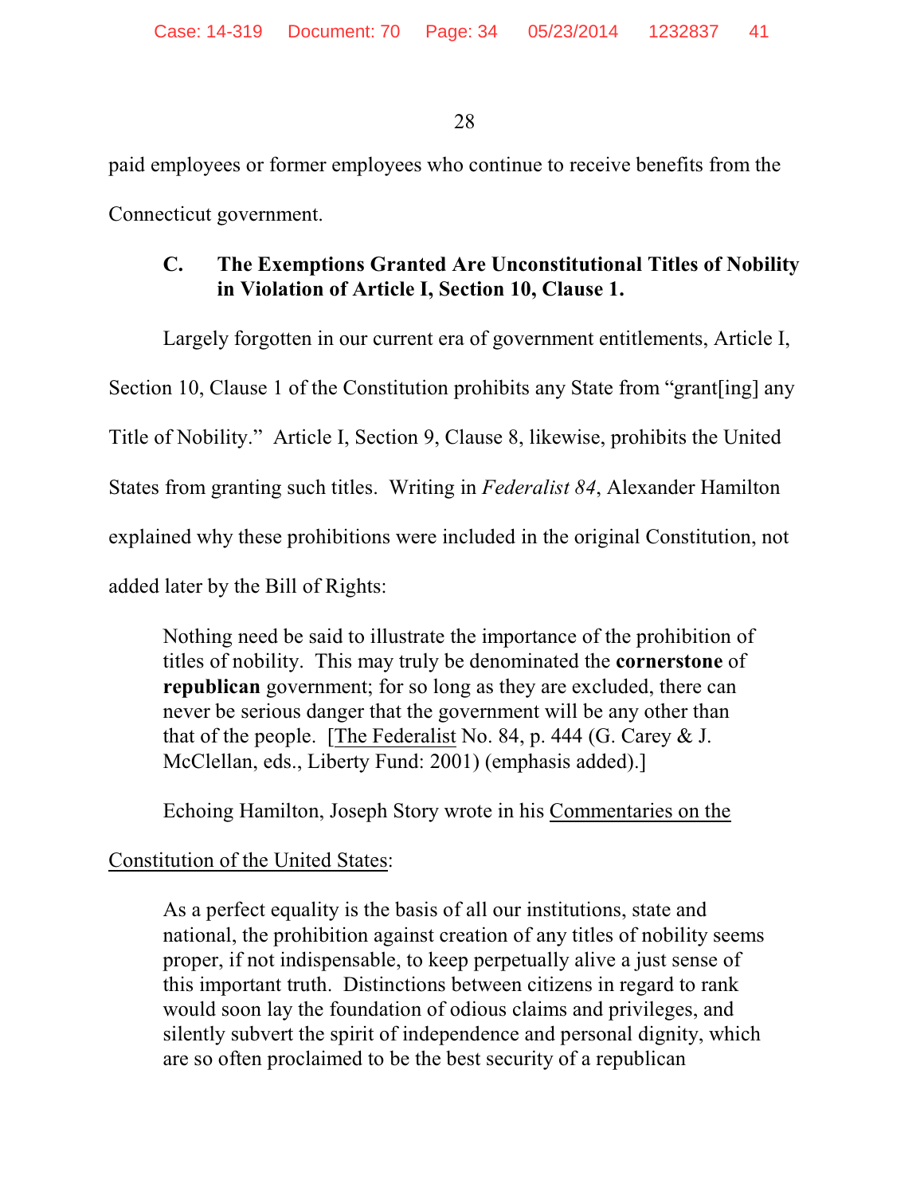paid employees or former employees who continue to receive benefits from the Connecticut government.

### C. The Exemptions Granted Are Unconstitutional Titles of Nobility in Violation of Article I, Section 10, Clause 1.

Largely forgotten in our current era of government entitlements, Article I, Section 10, Clause 1 of the Constitution prohibits any State from "grant[ing] any Title of Nobility." Article I, Section 9, Clause 8, likewise, prohibits the United States from granting such titles. Writing in *Federalist 84*, Alexander Hamilton explained why these prohibitions were included in the original Constitution, not added later by the Bill of Rights:

> Nothing need be said to illustrate the importance of the prohibition of titles of nobility. This may truly be denominated the **cornerstone** of **republican** government; for so long as they are excluded, there can never be serious danger that the government will be any other than that of the people. [The Federalist No. 84, p. 444 (G. Carey & J. McClellan, eds., Liberty Fund: 2001) (emphasis added).]

Echoing Hamilton, Joseph Story wrote in his Commentaries on the Constitution of the United States:

> As a perfect equality is the basis of all our institutions, state and national, the prohibition against creation of any titles of nobility seems proper, if not indispensable, to keep perpetually alive a just sense of this important truth. Distinctions between citizens in regard to rank would soon lay the foundation of odious claims and privileges, and silently subvert the spirit of independence and personal dignity, which are so often proclaimed to be the best security of a republican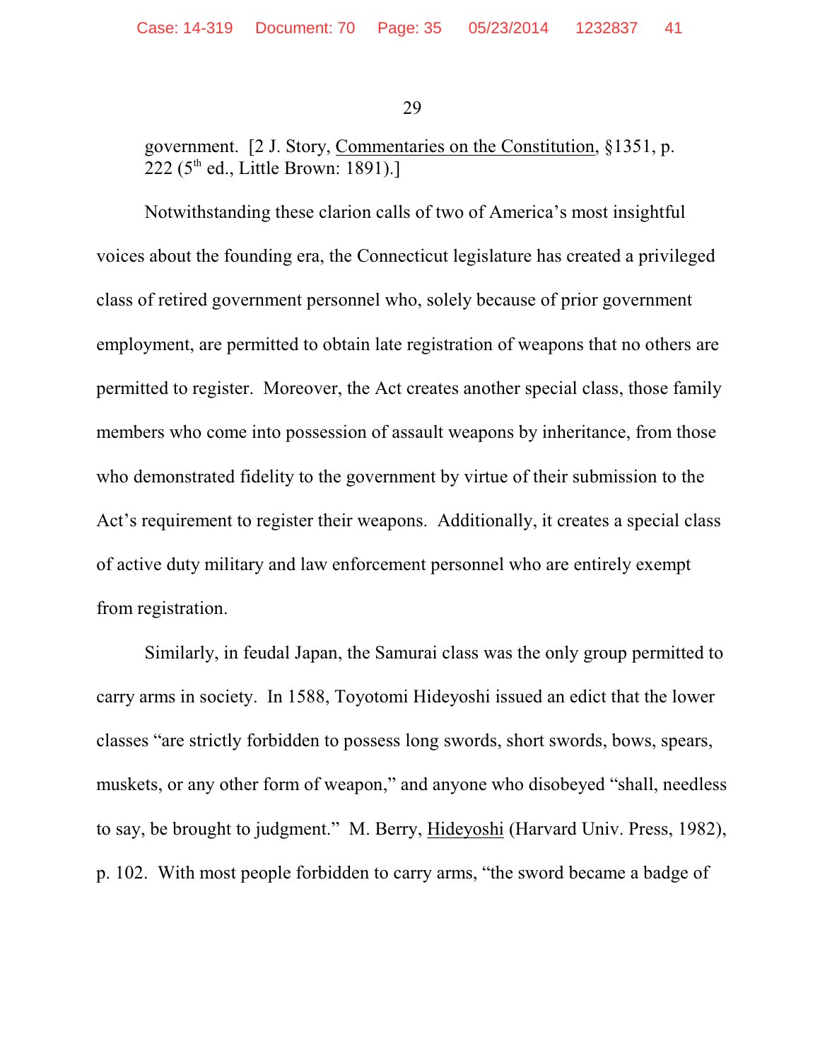government. [2 J. Story, Commentaries on the Constitution, §1351, p. 222 (5th ed., Little Brown: 1891).]

Notwithstanding these clarion calls of two of America's most insightful voices about the founding era, the Connecticut legislature has created a privileged class of retired government personnel who, solely because of prior government employment, are permitted to obtain late registration of weapons that no others are permitted to register. Moreover, the Act creates another special class, those family members who come into possession of assault weapons by inheritance, from those who demonstrated fidelity to the government by virtue of their submission to the Act's requirement to register their weapons. Additionally, it creates a special class of active duty military and law enforcement personnel who are entirely exempt from registration.

Similarly, in feudal Japan, the Samurai class was the only group permitted to carry arms in society. In 1588, Toyotomi Hideyoshi issued an edict that the lower classes "are strictly forbidden to possess long swords, short swords, bows, spears, muskets, or any other form of weapon," and anyone who disobeyed "shall, needless to say, be brought to judgment." M. Berry, Hideyoshi (Harvard Univ. Press, 1982), p. 102. With most people forbidden to carry arms, "the sword became a badge of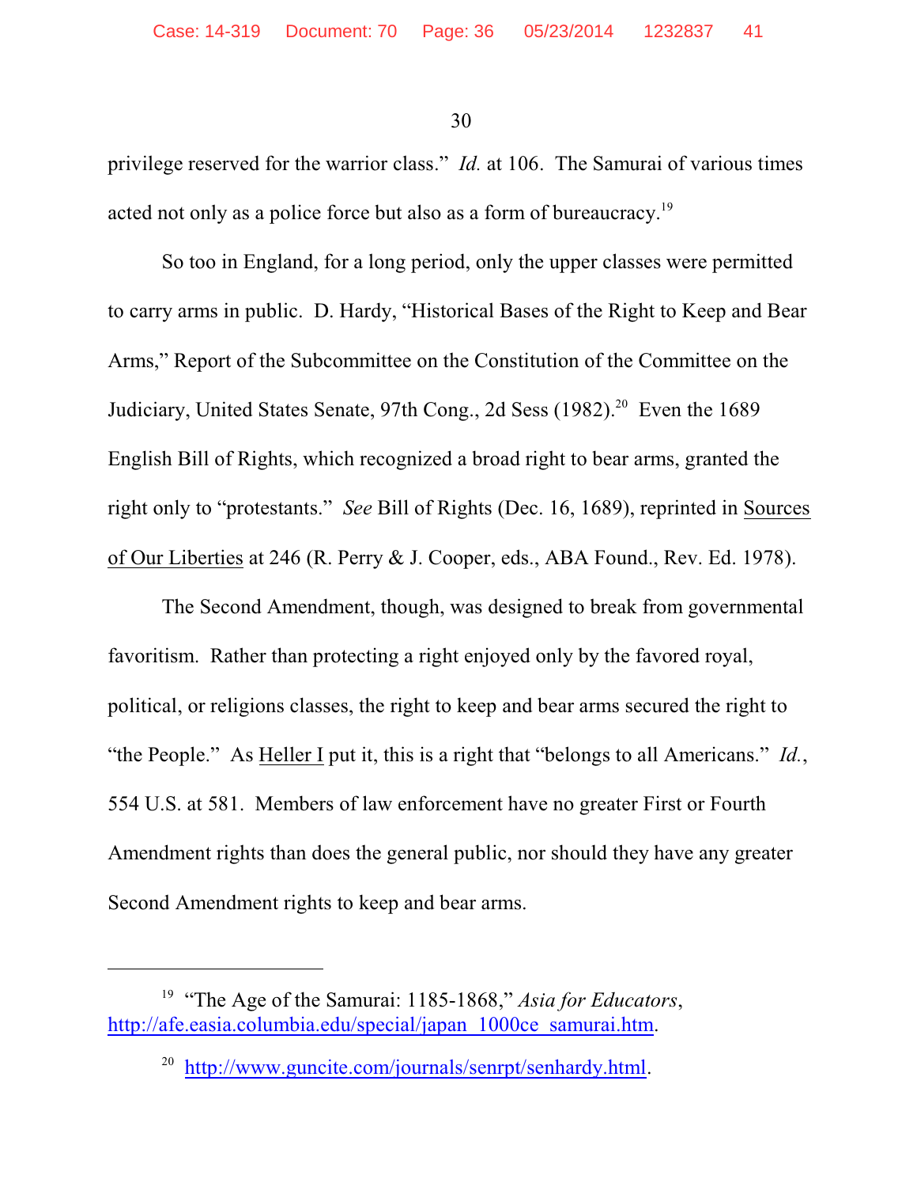privilege reserved for the warrior class." *Id.* at 106. The Samurai of various times acted not only as a police force but also as a form of bureaucracy.[19]

So too in England, for a long period, only the upper classes were permitted to carry arms in public. D. Hardy, "Historical Bases of the Right to Keep and Bear Arms," Report of the Subcommittee on the Constitution of the Committee on the Judiciary, United States Senate, 97th Cong., 2d Sess (1982).[20] Even the 1689 English Bill of Rights, which recognized a broad right to bear arms, granted the right only to "protestants." *See* Bill of Rights (Dec. 16, 1689), reprinted in Sources of Our Liberties at 246 (R. Perry & J. Cooper, eds., ABA Found., Rev. Ed. 1978).

The Second Amendment, though, was designed to break from governmental favoritism. Rather than protecting a right enjoyed only by the favored royal, political, or religions classes, the right to keep and bear arms secured the right to "the People." As Heller I put it, this is a right that "belongs to all Americans." *Id.*, 554 U.S. at 581. Members of law enforcement have no greater First or Fourth Amendment rights than does the general public, nor should they have any greater Second Amendment rights to keep and bear arms.

---

[19] "The Age of the Samurai: 1185-1868," *Asia for Educators*, http://afe.easia.columbia.edu/special/japan_1000ce_samurai.htm.

[20] http://www.guncite.com/journals/senrpt/senhardy.html.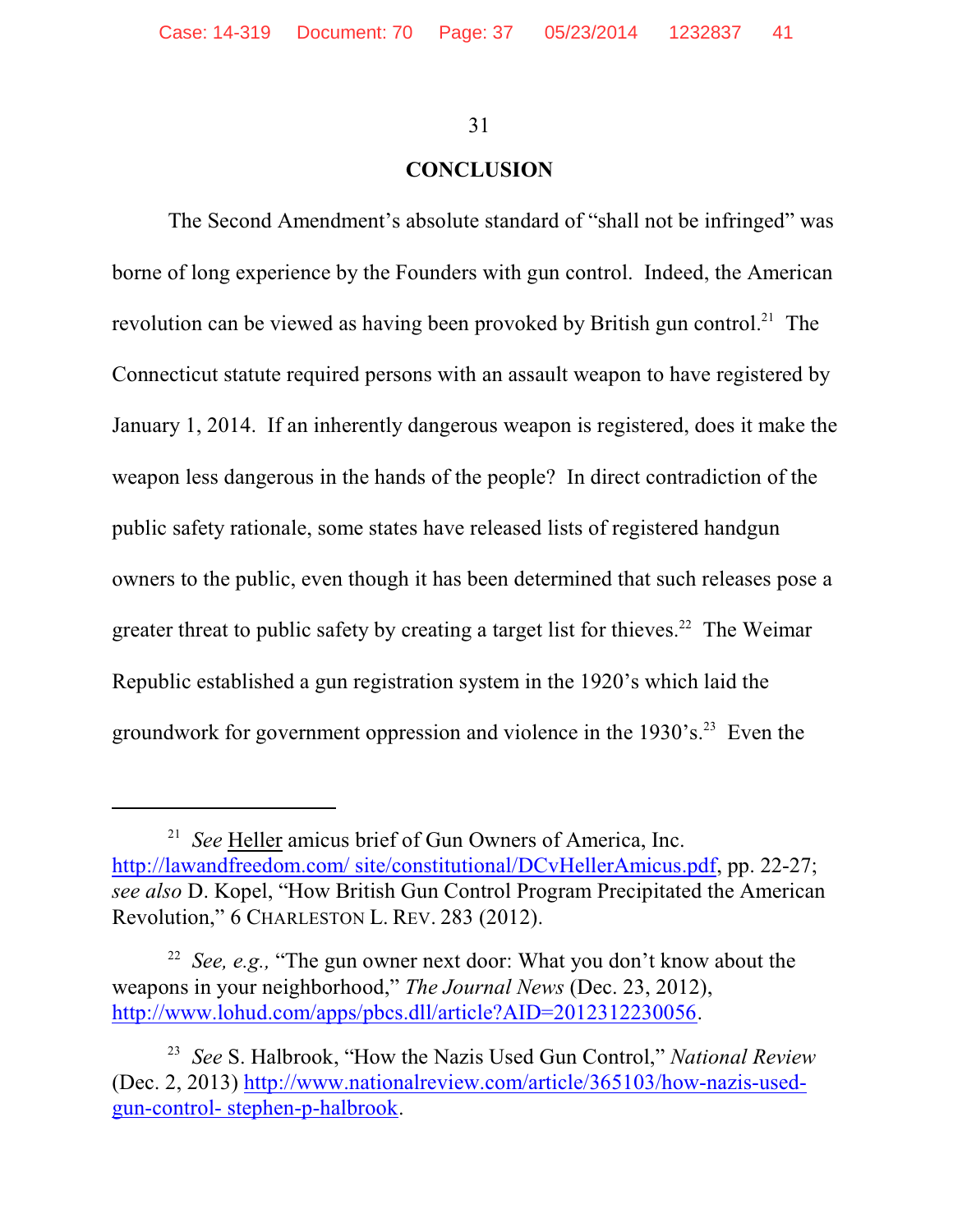## CONCLUSION

The Second Amendment's absolute standard of "shall not be infringed" was borne of long experience by the Founders with gun control. Indeed, the American revolution can be viewed as having been provoked by British gun control.[21] The Connecticut statute required persons with an assault weapon to have registered by January 1, 2014. If an inherently dangerous weapon is registered, does it make the weapon less dangerous in the hands of the people? In direct contradiction of the public safety rationale, some states have released lists of registered handgun owners to the public, even though it has been determined that such releases pose a greater threat to public safety by creating a target list for thieves.[22] The Weimar Republic established a gun registration system in the 1920's which laid the groundwork for government oppression and violence in the 1930's.[23] Even the

---

[21] *See* Heller amicus brief of Gun Owners of America, Inc. http://lawandfreedom.com/ site/constitutional/DCvHellerAmicus.pdf, pp. 22-27; *see also* D. Kopel, "How British Gun Control Program Precipitated the American Revolution," 6 CHARLESTON L. REV. 283 (2012).

[22] *See, e.g.,* "The gun owner next door: What you don't know about the weapons in your neighborhood," *The Journal News* (Dec. 23, 2012), http://www.lohud.com/apps/pbcs.dll/article?AID=2012312230056.

[23] *See* S. Halbrook, "How the Nazis Used Gun Control," *National Review* (Dec. 2, 2013) http://www.nationalreview.com/article/365103/how-nazis-used-gun-control- stephen-p-halbrook.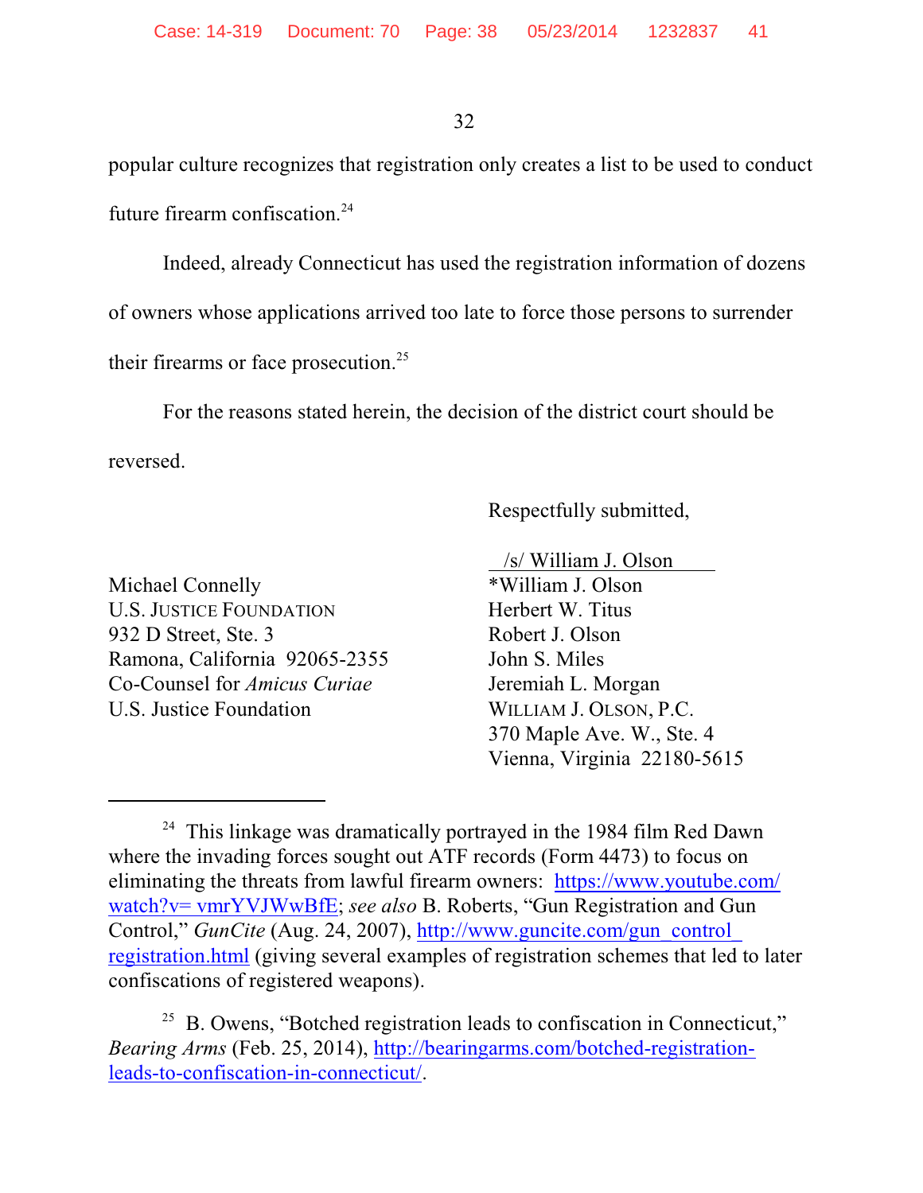popular culture recognizes that registration only creates a list to be used to conduct future firearm confiscation.[24]

Indeed, already Connecticut has used the registration information of dozens of owners whose applications arrived too late to force those persons to surrender their firearms or face prosecution.[25]

For the reasons stated herein, the decision of the district court should be reversed.

Respectfully submitted,

/s/ William J. Olson
*William J. Olson
Herbert W. Titus
Robert J. Olson
John S. Miles
Jeremiah L. Morgan
WILLIAM J. OLSON, P.C.
370 Maple Ave. W., Ste. 4
Vienna, Virginia 22180-5615

Michael Connelly
U.S. JUSTICE FOUNDATION
932 D Street, Ste. 3
Ramona, California 92065-2355
Co-Counsel for *Amicus Curiae*
U.S. Justice Foundation

---

[24] This linkage was dramatically portrayed in the 1984 film Red Dawn where the invading forces sought out ATF records (Form 4473) to focus on eliminating the threats from lawful firearm owners: https://www.youtube.com/watch?v= vmrYVJWwBfE; *see also* B. Roberts, "Gun Registration and Gun Control," *GunCite* (Aug. 24, 2007), http://www.guncite.com/gun_control_registration.html (giving several examples of registration schemes that led to later confiscations of registered weapons).

[25] B. Owens, "Botched registration leads to confiscation in Connecticut," *Bearing Arms* (Feb. 25, 2014), http://bearingarms.com/botched-registration-leads-to-confiscation-in-connecticut/.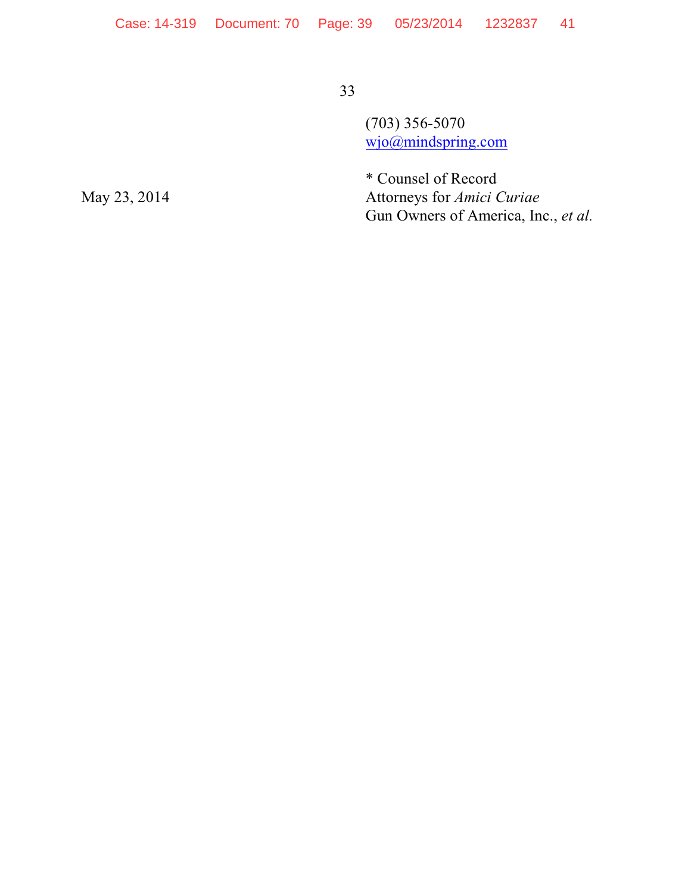(703) 356-5070
wjo@mindspring.com

May 23, 2014

* Counsel of Record
Attorneys for *Amici Curiae*
Gun Owners of America, Inc., *et al.*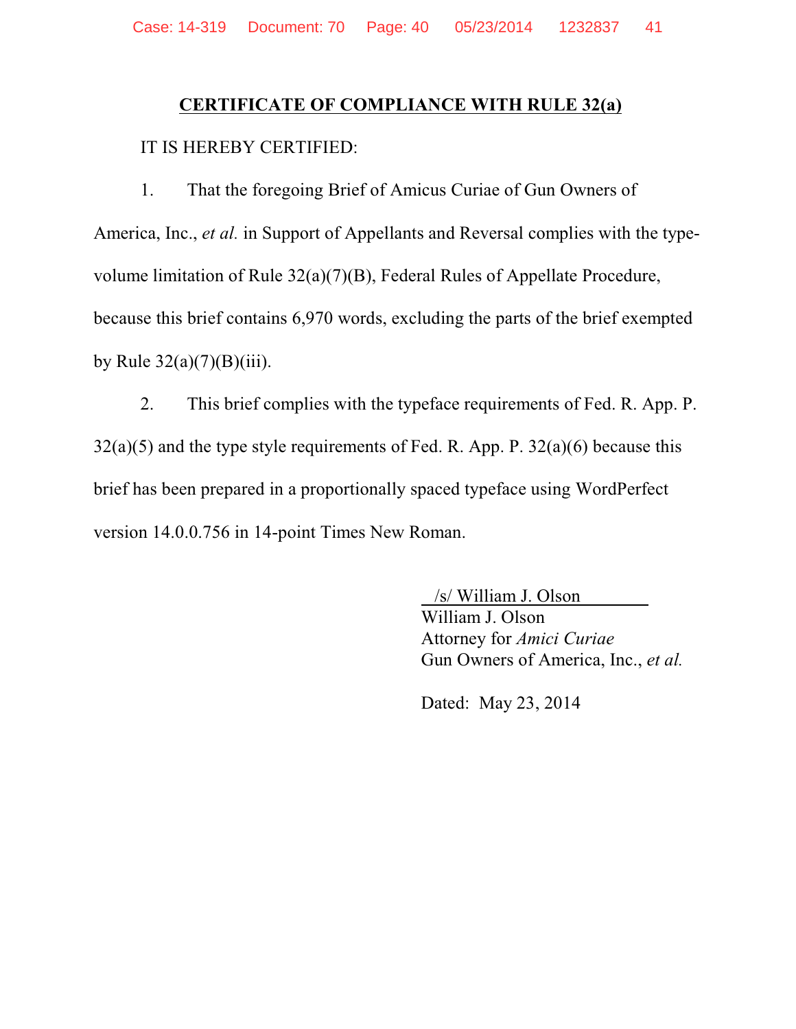## CERTIFICATE OF COMPLIANCE WITH RULE 32(a)

IT IS HEREBY CERTIFIED:

1. That the foregoing Brief of Amicus Curiae of Gun Owners of America, Inc., *et al.* in Support of Appellants and Reversal complies with the type-volume limitation of Rule 32(a)(7)(B), Federal Rules of Appellate Procedure, because this brief contains 6,970 words, excluding the parts of the brief exempted by Rule 32(a)(7)(B)(iii).

2. This brief complies with the typeface requirements of Fed. R. App. P. 32(a)(5) and the type style requirements of Fed. R. App. P. 32(a)(6) because this brief has been prepared in a proportionally spaced typeface using WordPerfect version 14.0.0.756 in 14-point Times New Roman.

/s/ William J. Olson
William J. Olson
Attorney for *Amici Curiae*
Gun Owners of America, Inc., *et al.*

Dated: May 23, 2014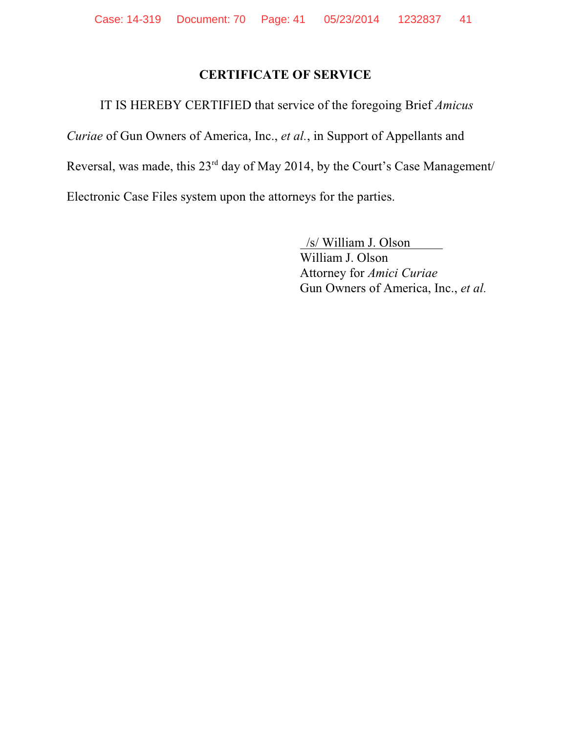## CERTIFICATE OF SERVICE

IT IS HEREBY CERTIFIED that service of the foregoing Brief *Amicus Curiae* of Gun Owners of America, Inc., *et al.*, in Support of Appellants and Reversal, was made, this 23rd day of May 2014, by the Court's Case Management/ Electronic Case Files system upon the attorneys for the parties.

/s/ William J. Olson
William J. Olson
Attorney for *Amici Curiae*
Gun Owners of America, Inc., *et al.*